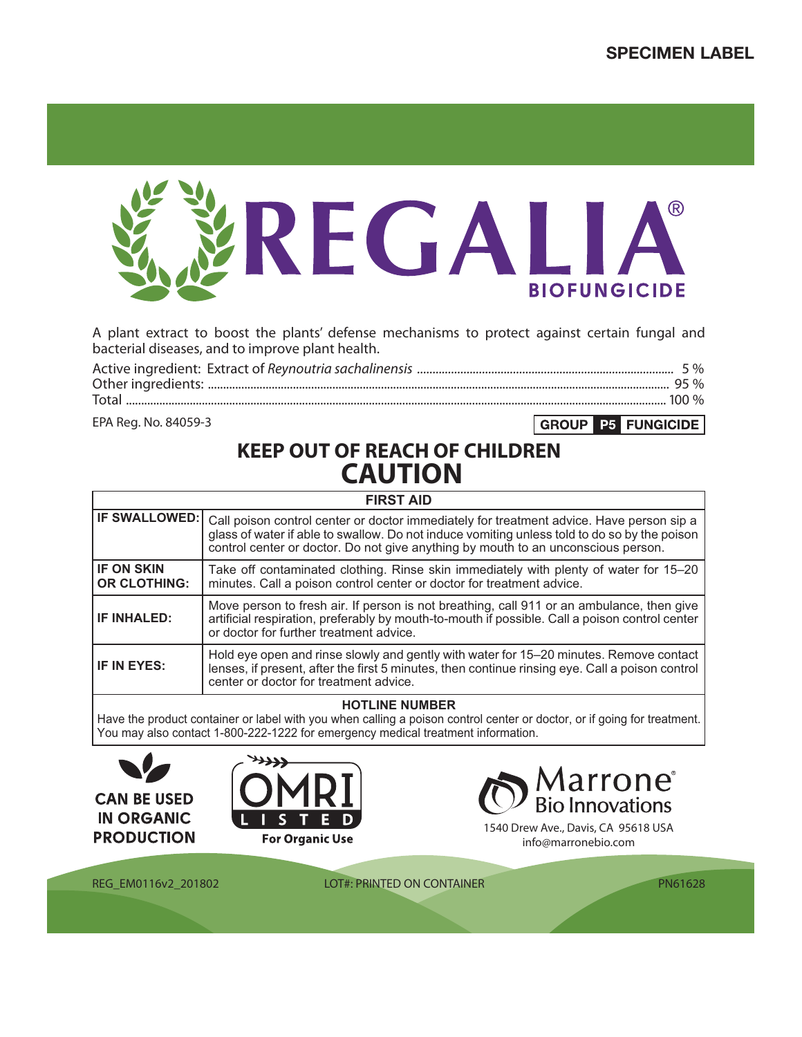SPECIMEN LABEL

# REGALIA®

## BIOFUNGICIDE

A plant extract to boost the plants' defense mechanisms to protect against certain fungal and bacterial diseases, and to improve plant health.

Active ingredient: Extract of *Reynoutria sachalinensis* .......... 5 %
Other ingredients: .......... 95 %
Total .......... 100 %

EPA Reg. No. 84059-3

**GROUP P5 FUNGICIDE**

## KEEP OUT OF REACH OF CHILDREN
## CAUTION

| FIRST AID | |
|---|---|
| **IF SWALLOWED:** | Call poison control center or doctor immediately for treatment advice. Have person sip a glass of water if able to swallow. Do not induce vomiting unless told to do so by the poison control center or doctor. Do not give anything by mouth to an unconscious person. |
| **IF ON SKIN OR CLOTHING:** | Take off contaminated clothing. Rinse skin immediately with plenty of water for 15–20 minutes. Call a poison control center or doctor for treatment advice. |
| **IF INHALED:** | Move person to fresh air. If person is not breathing, call 911 or an ambulance, then give artificial respiration, preferably by mouth-to-mouth if possible. Call a poison control center or doctor for further treatment advice. |
| **IF IN EYES:** | Hold eye open and rinse slowly and gently with water for 15–20 minutes. Remove contact lenses, if present, after the first 5 minutes, then continue rinsing eye. Call a poison control center or doctor for treatment advice. |

**HOTLINE NUMBER**

Have the product container or label with you when calling a poison control center or doctor, or if going for treatment. You may also contact 1-800-222-1222 for emergency medical treatment information.

**CAN BE USED IN ORGANIC PRODUCTION**

OMRI LISTED
For Organic Use

Marrone® Bio Innovations
1540 Drew Ave., Davis, CA 95618 USA
info@marronebio.com

REG_EM0116v2_201802 LOT#: PRINTED ON CONTAINER PN61628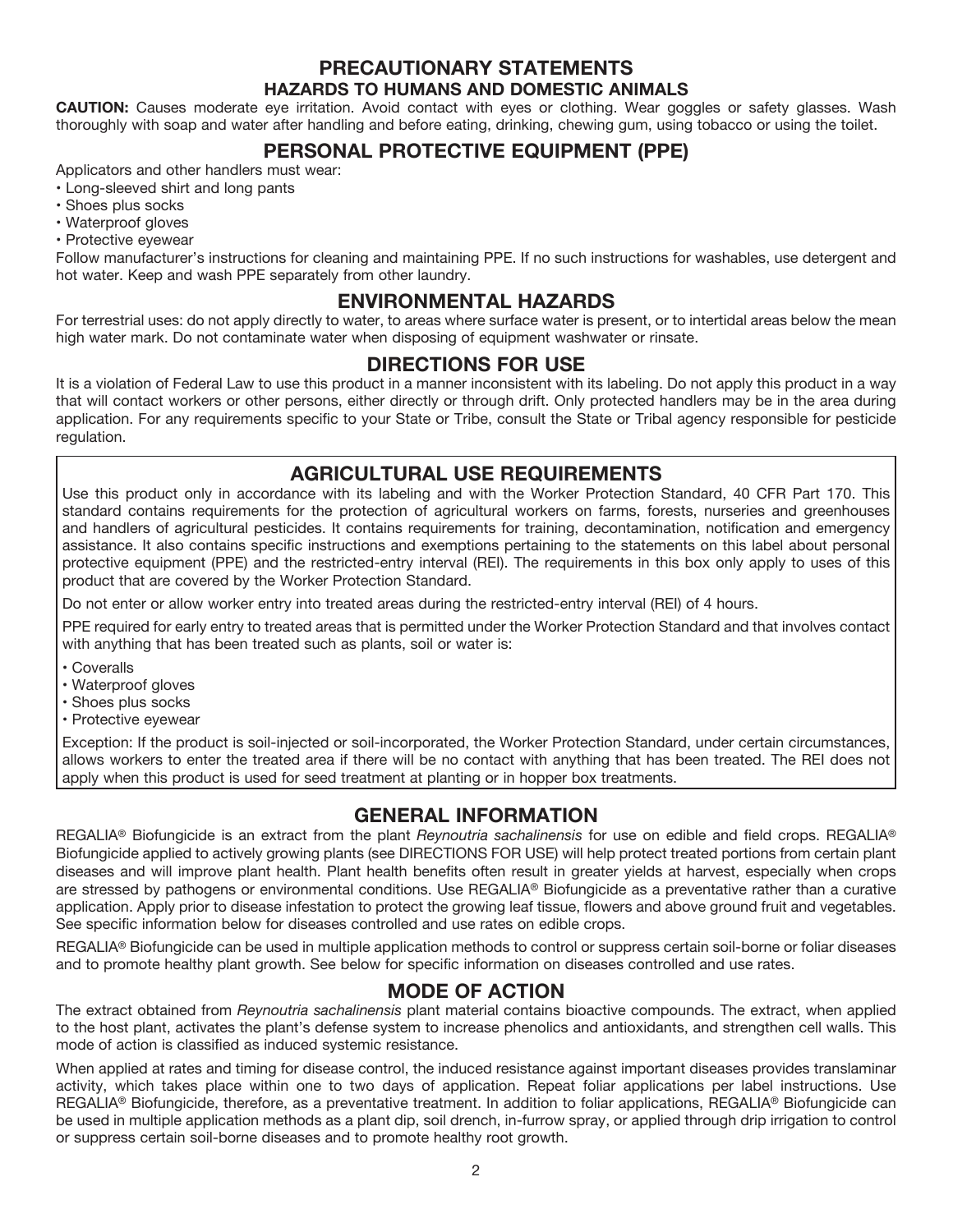# PRECAUTIONARY STATEMENTS

## HAZARDS TO HUMANS AND DOMESTIC ANIMALS

**CAUTION:** Causes moderate eye irritation. Avoid contact with eyes or clothing. Wear goggles or safety glasses. Wash thoroughly with soap and water after handling and before eating, drinking, chewing gum, using tobacco or using the toilet.

## PERSONAL PROTECTIVE EQUIPMENT (PPE)

Applicators and other handlers must wear:

- Long-sleeved shirt and long pants
- Shoes plus socks
- Waterproof gloves
- Protective eyewear

Follow manufacturer's instructions for cleaning and maintaining PPE. If no such instructions for washables, use detergent and hot water. Keep and wash PPE separately from other laundry.

## ENVIRONMENTAL HAZARDS

For terrestrial uses: do not apply directly to water, to areas where surface water is present, or to intertidal areas below the mean high water mark. Do not contaminate water when disposing of equipment washwater or rinsate.

## DIRECTIONS FOR USE

It is a violation of Federal Law to use this product in a manner inconsistent with its labeling. Do not apply this product in a way that will contact workers or other persons, either directly or through drift. Only protected handlers may be in the area during application. For any requirements specific to your State or Tribe, consult the State or Tribal agency responsible for pesticide regulation.

## AGRICULTURAL USE REQUIREMENTS

Use this product only in accordance with its labeling and with the Worker Protection Standard, 40 CFR Part 170. This standard contains requirements for the protection of agricultural workers on farms, forests, nurseries and greenhouses and handlers of agricultural pesticides. It contains requirements for training, decontamination, notification and emergency assistance. It also contains specific instructions and exemptions pertaining to the statements on this label about personal protective equipment (PPE) and the restricted-entry interval (REI). The requirements in this box only apply to uses of this product that are covered by the Worker Protection Standard.

Do not enter or allow worker entry into treated areas during the restricted-entry interval (REI) of 4 hours.

PPE required for early entry to treated areas that is permitted under the Worker Protection Standard and that involves contact with anything that has been treated such as plants, soil or water is:

- Coveralls
- Waterproof gloves
- Shoes plus socks
- Protective eyewear

Exception: If the product is soil-injected or soil-incorporated, the Worker Protection Standard, under certain circumstances, allows workers to enter the treated area if there will be no contact with anything that has been treated. The REI does not apply when this product is used for seed treatment at planting or in hopper box treatments.

## GENERAL INFORMATION

REGALIA® Biofungicide is an extract from the plant *Reynoutria sachalinensis* for use on edible and field crops. REGALIA® Biofungicide applied to actively growing plants (see DIRECTIONS FOR USE) will help protect treated portions from certain plant diseases and will improve plant health. Plant health benefits often result in greater yields at harvest, especially when crops are stressed by pathogens or environmental conditions. Use REGALIA® Biofungicide as a preventative rather than a curative application. Apply prior to disease infestation to protect the growing leaf tissue, flowers and above ground fruit and vegetables. See specific information below for diseases controlled and use rates on edible crops.

REGALIA® Biofungicide can be used in multiple application methods to control or suppress certain soil-borne or foliar diseases and to promote healthy plant growth. See below for specific information on diseases controlled and use rates.

## MODE OF ACTION

The extract obtained from *Reynoutria sachalinensis* plant material contains bioactive compounds. The extract, when applied to the host plant, activates the plant's defense system to increase phenolics and antioxidants, and strengthen cell walls. This mode of action is classified as induced systemic resistance.

When applied at rates and timing for disease control, the induced resistance against important diseases provides translaminar activity, which takes place within one to two days of application. Repeat foliar applications per label instructions. Use REGALIA® Biofungicide, therefore, as a preventative treatment. In addition to foliar applications, REGALIA® Biofungicide can be used in multiple application methods as a plant dip, soil drench, in-furrow spray, or applied through drip irrigation to control or suppress certain soil-borne diseases and to promote healthy root growth.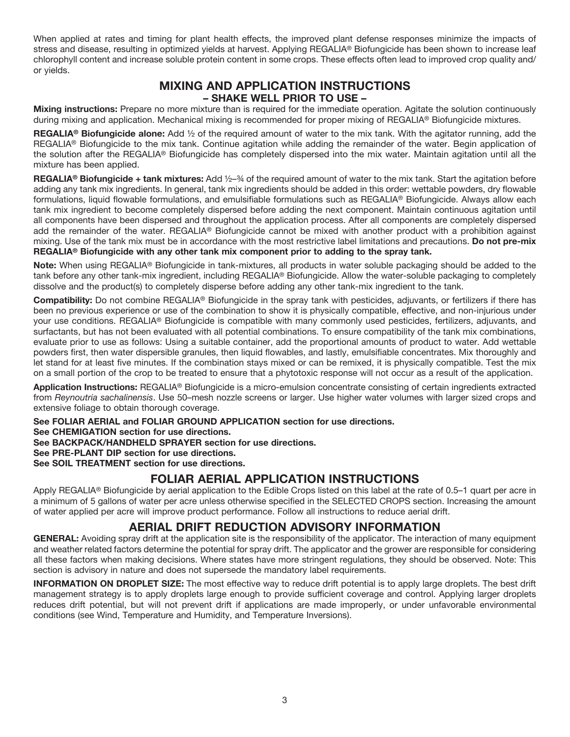When applied at rates and timing for plant health effects, the improved plant defense responses minimize the impacts of stress and disease, resulting in optimized yields at harvest. Applying REGALIA® Biofungicide has been shown to increase leaf chlorophyll content and increase soluble protein content in some crops. These effects often lead to improved crop quality and/or yields.

## MIXING AND APPLICATION INSTRUCTIONS
### – SHAKE WELL PRIOR TO USE –

**Mixing instructions:** Prepare no more mixture than is required for the immediate operation. Agitate the solution continuously during mixing and application. Mechanical mixing is recommended for proper mixing of REGALIA® Biofungicide mixtures.

**REGALIA® Biofungicide alone:** Add ½ of the required amount of water to the mix tank. With the agitator running, add the REGALIA® Biofungicide to the mix tank. Continue agitation while adding the remainder of the water. Begin application of the solution after the REGALIA® Biofungicide has completely dispersed into the mix water. Maintain agitation until all the mixture has been applied.

**REGALIA® Biofungicide + tank mixtures:** Add ½–¾ of the required amount of water to the mix tank. Start the agitation before adding any tank mix ingredients. In general, tank mix ingredients should be added in this order: wettable powders, dry flowable formulations, liquid flowable formulations, and emulsifiable formulations such as REGALIA® Biofungicide. Always allow each tank mix ingredient to become completely dispersed before adding the next component. Maintain continuous agitation until all components have been dispersed and throughout the application process. After all components are completely dispersed add the remainder of the water. REGALIA® Biofungicide cannot be mixed with another product with a prohibition against mixing. Use of the tank mix must be in accordance with the most restrictive label limitations and precautions. **Do not pre-mix REGALIA® Biofungicide with any other tank mix component prior to adding to the spray tank.**

**Note:** When using REGALIA® Biofungicide in tank-mixtures, all products in water soluble packaging should be added to the tank before any other tank-mix ingredient, including REGALIA® Biofungicide. Allow the water-soluble packaging to completely dissolve and the product(s) to completely disperse before adding any other tank-mix ingredient to the tank.

**Compatibility:** Do not combine REGALIA® Biofungicide in the spray tank with pesticides, adjuvants, or fertilizers if there has been no previous experience or use of the combination to show it is physically compatible, effective, and non-injurious under your use conditions. REGALIA® Biofungicide is compatible with many commonly used pesticides, fertilizers, adjuvants, and surfactants, but has not been evaluated with all potential combinations. To ensure compatibility of the tank mix combinations, evaluate prior to use as follows: Using a suitable container, add the proportional amounts of product to water. Add wettable powders first, then water dispersible granules, then liquid flowables, and lastly, emulsifiable concentrates. Mix thoroughly and let stand for at least five minutes. If the combination stays mixed or can be remixed, it is physically compatible. Test the mix on a small portion of the crop to be treated to ensure that a phytotoxic response will not occur as a result of the application.

**Application Instructions:** REGALIA® Biofungicide is a micro-emulsion concentrate consisting of certain ingredients extracted from *Reynoutria sachalinensis*. Use 50–mesh nozzle screens or larger. Use higher water volumes with larger sized crops and extensive foliage to obtain thorough coverage.

**See FOLIAR AERIAL and FOLIAR GROUND APPLICATION section for use directions.**
**See CHEMIGATION section for use directions.**
**See BACKPACK/HANDHELD SPRAYER section for use directions.**
**See PRE-PLANT DIP section for use directions.**
**See SOIL TREATMENT section for use directions.**

## FOLIAR AERIAL APPLICATION INSTRUCTIONS

Apply REGALIA® Biofungicide by aerial application to the Edible Crops listed on this label at the rate of 0.5–1 quart per acre in a minimum of 5 gallons of water per acre unless otherwise specified in the SELECTED CROPS section. Increasing the amount of water applied per acre will improve product performance. Follow all instructions to reduce aerial drift.

## AERIAL DRIFT REDUCTION ADVISORY INFORMATION

**GENERAL:** Avoiding spray drift at the application site is the responsibility of the applicator. The interaction of many equipment and weather related factors determine the potential for spray drift. The applicator and the grower are responsible for considering all these factors when making decisions. Where states have more stringent regulations, they should be observed. Note: This section is advisory in nature and does not supersede the mandatory label requirements.

**INFORMATION ON DROPLET SIZE:** The most effective way to reduce drift potential is to apply large droplets. The best drift management strategy is to apply droplets large enough to provide sufficient coverage and control. Applying larger droplets reduces drift potential, but will not prevent drift if applications are made improperly, or under unfavorable environmental conditions (see Wind, Temperature and Humidity, and Temperature Inversions).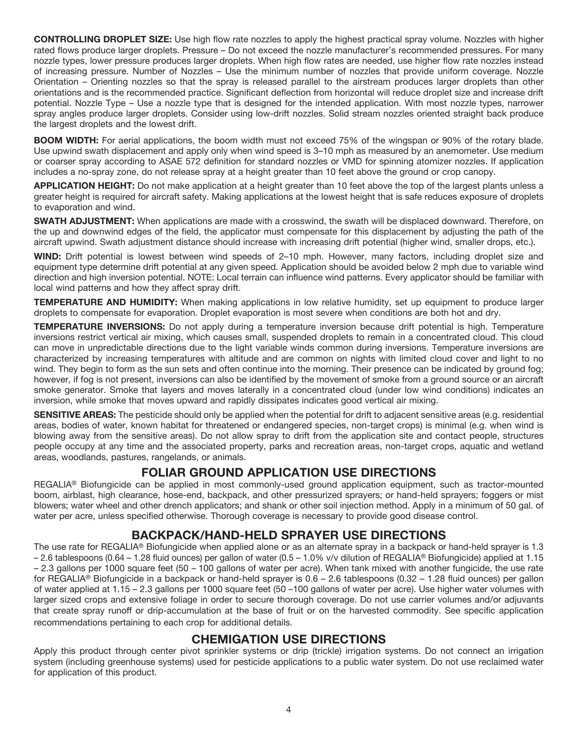**CONTROLLING DROPLET SIZE:** Use high flow rate nozzles to apply the highest practical spray volume. Nozzles with higher rated flows produce larger droplets. Pressure – Do not exceed the nozzle manufacturer's recommended pressures. For many nozzle types, lower pressure produces larger droplets. When high flow rates are needed, use higher flow rate nozzles instead of increasing pressure. Number of Nozzles – Use the minimum number of nozzles that provide uniform coverage. Nozzle Orientation – Orienting nozzles so that the spray is released parallel to the airstream produces larger droplets than other orientations and is the recommended practice. Significant deflection from horizontal will reduce droplet size and increase drift potential. Nozzle Type – Use a nozzle type that is designed for the intended application. With most nozzle types, narrower spray angles produce larger droplets. Consider using low-drift nozzles. Solid stream nozzles oriented straight back produce the largest droplets and the lowest drift.

**BOOM WIDTH:** For aerial applications, the boom width must not exceed 75% of the wingspan or 90% of the rotary blade. Use upwind swath displacement and apply only when wind speed is 3–10 mph as measured by an anemometer. Use medium or coarser spray according to ASAE 572 definition for standard nozzles or VMD for spinning atomizer nozzles. If application includes a no-spray zone, do not release spray at a height greater than 10 feet above the ground or crop canopy.

**APPLICATION HEIGHT:** Do not make application at a height greater than 10 feet above the top of the largest plants unless a greater height is required for aircraft safety. Making applications at the lowest height that is safe reduces exposure of droplets to evaporation and wind.

**SWATH ADJUSTMENT:** When applications are made with a crosswind, the swath will be displaced downward. Therefore, on the up and downwind edges of the field, the applicator must compensate for this displacement by adjusting the path of the aircraft upwind. Swath adjustment distance should increase with increasing drift potential (higher wind, smaller drops, etc.).

**WIND:** Drift potential is lowest between wind speeds of 2–10 mph. However, many factors, including droplet size and equipment type determine drift potential at any given speed. Application should be avoided below 2 mph due to variable wind direction and high inversion potential. NOTE: Local terrain can influence wind patterns. Every applicator should be familiar with local wind patterns and how they affect spray drift.

**TEMPERATURE AND HUMIDITY:** When making applications in low relative humidity, set up equipment to produce larger droplets to compensate for evaporation. Droplet evaporation is most severe when conditions are both hot and dry.

**TEMPERATURE INVERSIONS:** Do not apply during a temperature inversion because drift potential is high. Temperature inversions restrict vertical air mixing, which causes small, suspended droplets to remain in a concentrated cloud. This cloud can move in unpredictable directions due to the light variable winds common during inversions. Temperature inversions are characterized by increasing temperatures with altitude and are common on nights with limited cloud cover and light to no wind. They begin to form as the sun sets and often continue into the morning. Their presence can be indicated by ground fog; however, if fog is not present, inversions can also be identified by the movement of smoke from a ground source or an aircraft smoke generator. Smoke that layers and moves laterally in a concentrated cloud (under low wind conditions) indicates an inversion, while smoke that moves upward and rapidly dissipates indicates good vertical air mixing.

**SENSITIVE AREAS:** The pesticide should only be applied when the potential for drift to adjacent sensitive areas (e.g. residential areas, bodies of water, known habitat for threatened or endangered species, non-target crops) is minimal (e.g. when wind is blowing away from the sensitive areas). Do not allow spray to drift from the application site and contact people, structures people occupy at any time and the associated property, parks and recreation areas, non-target crops, aquatic and wetland areas, woodlands, pastures, rangelands, or animals.

## FOLIAR GROUND APPLICATION USE DIRECTIONS

REGALIA® Biofungicide can be applied in most commonly-used ground application equipment, such as tractor-mounted boom, airblast, high clearance, hose-end, backpack, and other pressurized sprayers; or hand-held sprayers; foggers or mist blowers; water wheel and other drench applicators; and shank or other soil injection method. Apply in a minimum of 50 gal. of water per acre, unless specified otherwise. Thorough coverage is necessary to provide good disease control.

## BACKPACK/HAND-HELD SPRAYER USE DIRECTIONS

The use rate for REGALIA® Biofungicide when applied alone or as an alternate spray in a backpack or hand-held sprayer is 1.3 – 2.6 tablespoons (0.64 – 1.28 fluid ounces) per gallon of water (0.5 – 1.0% v/v dilution of REGALIA® Biofungicide) applied at 1.15 – 2.3 gallons per 1000 square feet (50 – 100 gallons of water per acre). When tank mixed with another fungicide, the use rate for REGALIA® Biofungicide in a backpack or hand-held sprayer is 0.6 – 2.6 tablespoons (0.32 – 1.28 fluid ounces) per gallon of water applied at 1.15 – 2.3 gallons per 1000 square feet (50 –100 gallons of water per acre). Use higher water volumes with larger sized crops and extensive foliage in order to secure thorough coverage. Do not use carrier volumes and/or adjuvants that create spray runoff or drip-accumulation at the base of fruit or on the harvested commodity. See specific application recommendations pertaining to each crop for additional details.

## CHEMIGATION USE DIRECTIONS

Apply this product through center pivot sprinkler systems or drip (trickle) irrigation systems. Do not connect an irrigation system (including greenhouse systems) used for pesticide applications to a public water system. Do not use reclaimed water for application of this product.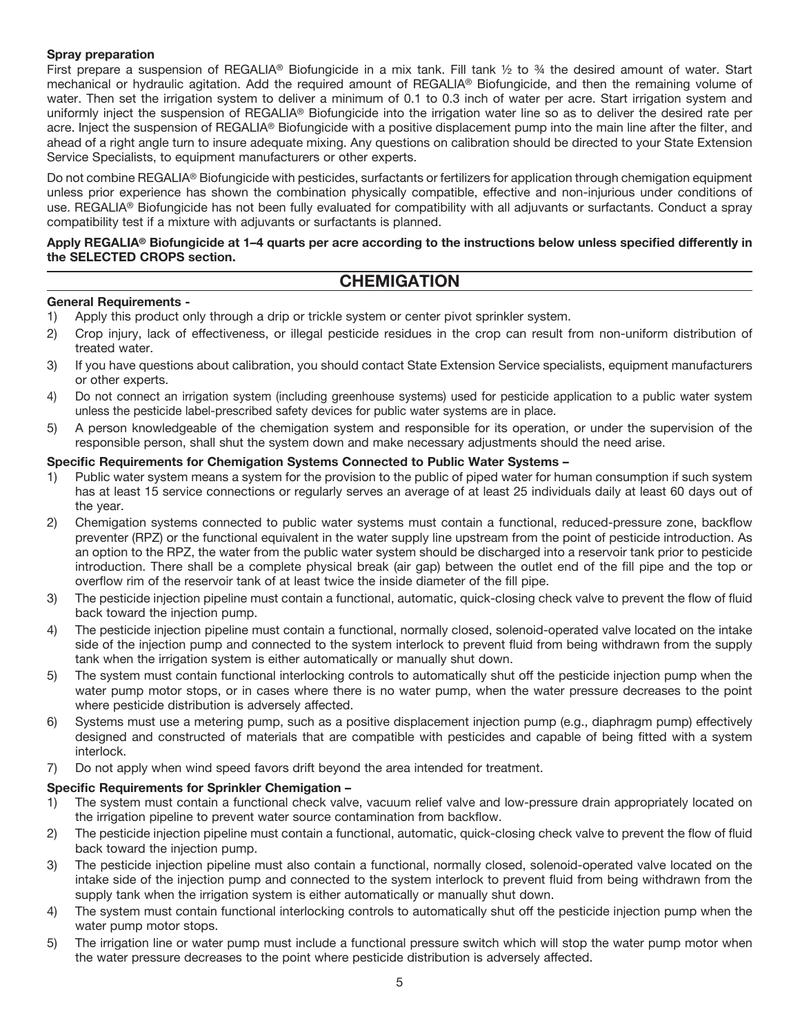**Spray preparation**

First prepare a suspension of REGALIA® Biofungicide in a mix tank. Fill tank ½ to ¾ the desired amount of water. Start mechanical or hydraulic agitation. Add the required amount of REGALIA® Biofungicide, and then the remaining volume of water. Then set the irrigation system to deliver a minimum of 0.1 to 0.3 inch of water per acre. Start irrigation system and uniformly inject the suspension of REGALIA® Biofungicide into the irrigation water line so as to deliver the desired rate per acre. Inject the suspension of REGALIA® Biofungicide with a positive displacement pump into the main line after the filter, and ahead of a right angle turn to insure adequate mixing. Any questions on calibration should be directed to your State Extension Service Specialists, to equipment manufacturers or other experts.

Do not combine REGALIA® Biofungicide with pesticides, surfactants or fertilizers for application through chemigation equipment unless prior experience has shown the combination physically compatible, effective and non-injurious under conditions of use. REGALIA® Biofungicide has not been fully evaluated for compatibility with all adjuvants or surfactants. Conduct a spray compatibility test if a mixture with adjuvants or surfactants is planned.

**Apply REGALIA® Biofungicide at 1–4 quarts per acre according to the instructions below unless specified differently in the SELECTED CROPS section.**

## CHEMIGATION

**General Requirements -**

1) Apply this product only through a drip or trickle system or center pivot sprinkler system.
2) Crop injury, lack of effectiveness, or illegal pesticide residues in the crop can result from non-uniform distribution of treated water.
3) If you have questions about calibration, you should contact State Extension Service specialists, equipment manufacturers or other experts.
4) Do not connect an irrigation system (including greenhouse systems) used for pesticide application to a public water system unless the pesticide label-prescribed safety devices for public water systems are in place.
5) A person knowledgeable of the chemigation system and responsible for its operation, or under the supervision of the responsible person, shall shut the system down and make necessary adjustments should the need arise.

**Specific Requirements for Chemigation Systems Connected to Public Water Systems –**

1) Public water system means a system for the provision to the public of piped water for human consumption if such system has at least 15 service connections or regularly serves an average of at least 25 individuals daily at least 60 days out of the year.
2) Chemigation systems connected to public water systems must contain a functional, reduced-pressure zone, backflow preventer (RPZ) or the functional equivalent in the water supply line upstream from the point of pesticide introduction. As an option to the RPZ, the water from the public water system should be discharged into a reservoir tank prior to pesticide introduction. There shall be a complete physical break (air gap) between the outlet end of the fill pipe and the top or overflow rim of the reservoir tank of at least twice the inside diameter of the fill pipe.
3) The pesticide injection pipeline must contain a functional, automatic, quick-closing check valve to prevent the flow of fluid back toward the injection pump.
4) The pesticide injection pipeline must contain a functional, normally closed, solenoid-operated valve located on the intake side of the injection pump and connected to the system interlock to prevent fluid from being withdrawn from the supply tank when the irrigation system is either automatically or manually shut down.
5) The system must contain functional interlocking controls to automatically shut off the pesticide injection pump when the water pump motor stops, or in cases where there is no water pump, when the water pressure decreases to the point where pesticide distribution is adversely affected.
6) Systems must use a metering pump, such as a positive displacement injection pump (e.g., diaphragm pump) effectively designed and constructed of materials that are compatible with pesticides and capable of being fitted with a system interlock.
7) Do not apply when wind speed favors drift beyond the area intended for treatment.

**Specific Requirements for Sprinkler Chemigation –**

1) The system must contain a functional check valve, vacuum relief valve and low-pressure drain appropriately located on the irrigation pipeline to prevent water source contamination from backflow.
2) The pesticide injection pipeline must contain a functional, automatic, quick-closing check valve to prevent the flow of fluid back toward the injection pump.
3) The pesticide injection pipeline must also contain a functional, normally closed, solenoid-operated valve located on the intake side of the injection pump and connected to the system interlock to prevent fluid from being withdrawn from the supply tank when the irrigation system is either automatically or manually shut down.
4) The system must contain functional interlocking controls to automatically shut off the pesticide injection pump when the water pump motor stops.
5) The irrigation line or water pump must include a functional pressure switch which will stop the water pump motor when the water pressure decreases to the point where pesticide distribution is adversely affected.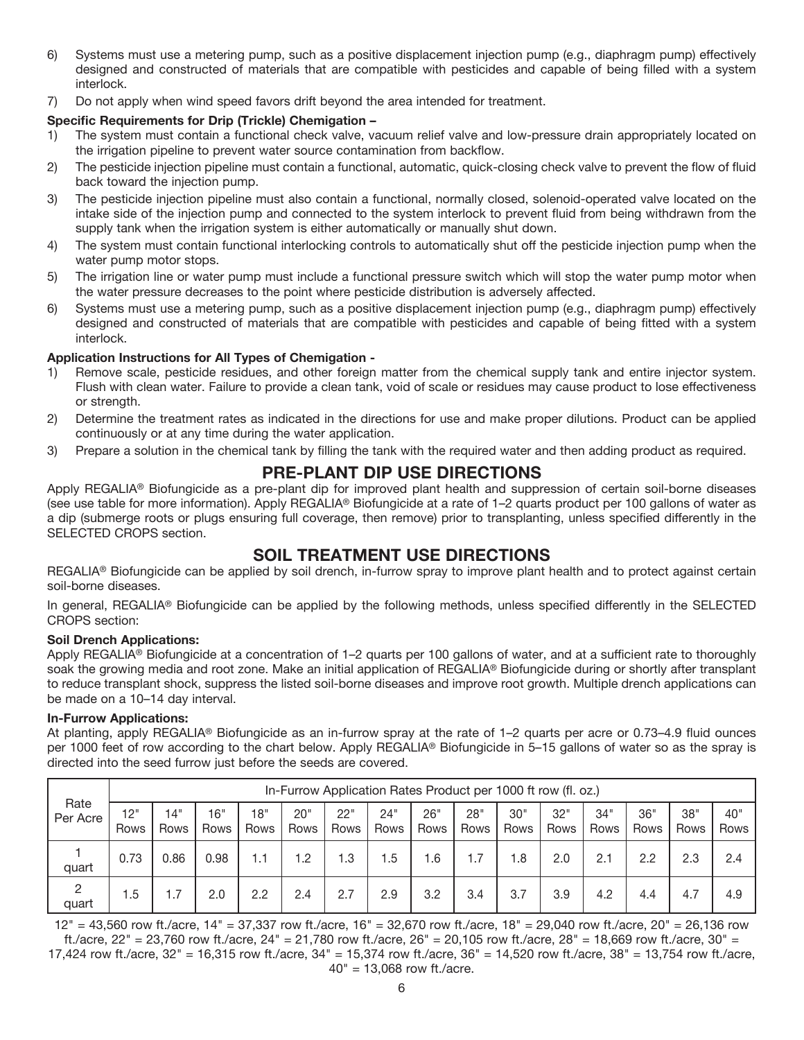6) Systems must use a metering pump, such as a positive displacement injection pump (e.g., diaphragm pump) effectively designed and constructed of materials that are compatible with pesticides and capable of being filled with a system interlock.
7) Do not apply when wind speed favors drift beyond the area intended for treatment.

**Specific Requirements for Drip (Trickle) Chemigation –**

1) The system must contain a functional check valve, vacuum relief valve and low-pressure drain appropriately located on the irrigation pipeline to prevent water source contamination from backflow.
2) The pesticide injection pipeline must contain a functional, automatic, quick-closing check valve to prevent the flow of fluid back toward the injection pump.
3) The pesticide injection pipeline must also contain a functional, normally closed, solenoid-operated valve located on the intake side of the injection pump and connected to the system interlock to prevent fluid from being withdrawn from the supply tank when the irrigation system is either automatically or manually shut down.
4) The system must contain functional interlocking controls to automatically shut off the pesticide injection pump when the water pump motor stops.
5) The irrigation line or water pump must include a functional pressure switch which will stop the water pump motor when the water pressure decreases to the point where pesticide distribution is adversely affected.
6) Systems must use a metering pump, such as a positive displacement injection pump (e.g., diaphragm pump) effectively designed and constructed of materials that are compatible with pesticides and capable of being fitted with a system interlock.

**Application Instructions for All Types of Chemigation -**

1) Remove scale, pesticide residues, and other foreign matter from the chemical supply tank and entire injector system. Flush with clean water. Failure to provide a clean tank, void of scale or residues may cause product to lose effectiveness or strength.
2) Determine the treatment rates as indicated in the directions for use and make proper dilutions. Product can be applied continuously or at any time during the water application.
3) Prepare a solution in the chemical tank by filling the tank with the required water and then adding product as required.

## PRE-PLANT DIP USE DIRECTIONS

Apply REGALIA® Biofungicide as a pre-plant dip for improved plant health and suppression of certain soil-borne diseases (see use table for more information). Apply REGALIA® Biofungicide at a rate of 1–2 quarts product per 100 gallons of water as a dip (submerge roots or plugs ensuring full coverage, then remove) prior to transplanting, unless specified differently in the SELECTED CROPS section.

## SOIL TREATMENT USE DIRECTIONS

REGALIA® Biofungicide can be applied by soil drench, in-furrow spray to improve plant health and to protect against certain soil-borne diseases.

In general, REGALIA® Biofungicide can be applied by the following methods, unless specified differently in the SELECTED CROPS section:

**Soil Drench Applications:**

Apply REGALIA® Biofungicide at a concentration of 1–2 quarts per 100 gallons of water, and at a sufficient rate to thoroughly soak the growing media and root zone. Make an initial application of REGALIA® Biofungicide during or shortly after transplant to reduce transplant shock, suppress the listed soil-borne diseases and improve root growth. Multiple drench applications can be made on a 10–14 day interval.

**In-Furrow Applications:**

At planting, apply REGALIA® Biofungicide as an in-furrow spray at the rate of 1–2 quarts per acre or 0.73–4.9 fluid ounces per 1000 feet of row according to the chart below. Apply REGALIA® Biofungicide in 5–15 gallons of water so as the spray is directed into the seed furrow just before the seeds are covered.

| Rate Per Acre | In-Furrow Application Rates Product per 1000 ft row (fl. oz.) | | | | | | | | | | | | | | |
|---|---|---|---|---|---|---|---|---|---|---|---|---|---|---|---|
| | 12" Rows | 14" Rows | 16" Rows | 18" Rows | 20" Rows | 22" Rows | 24" Rows | 26" Rows | 28" Rows | 30" Rows | 32" Rows | 34" Rows | 36" Rows | 38" Rows | 40" Rows |
| 1 quart | 0.73 | 0.86 | 0.98 | 1.1 | 1.2 | 1.3 | 1.5 | 1.6 | 1.7 | 1.8 | 2.0 | 2.1 | 2.2 | 2.3 | 2.4 |
| 2 quart | 1.5 | 1.7 | 2.0 | 2.2 | 2.4 | 2.7 | 2.9 | 3.2 | 3.4 | 3.7 | 3.9 | 4.2 | 4.4 | 4.7 | 4.9 |

12" = 43,560 row ft./acre, 14" = 37,337 row ft./acre, 16" = 32,670 row ft./acre, 18" = 29,040 row ft./acre, 20" = 26,136 row ft./acre, 22" = 23,760 row ft./acre, 24" = 21,780 row ft./acre, 26" = 20,105 row ft./acre, 28" = 18,669 row ft./acre, 30" = 17,424 row ft./acre, 32" = 16,315 row ft./acre, 34" = 15,374 row ft./acre, 36" = 14,520 row ft./acre, 38" = 13,754 row ft./acre, 40" = 13,068 row ft./acre.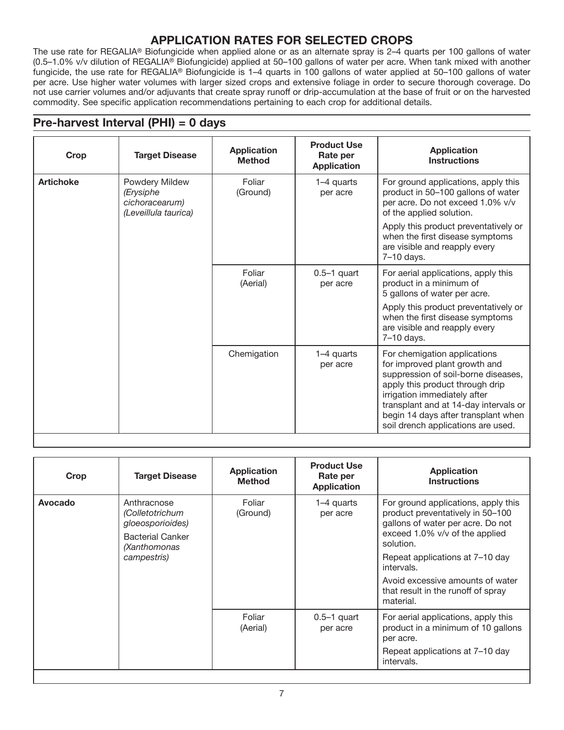## APPLICATION RATES FOR SELECTED CROPS

The use rate for REGALIA® Biofungicide when applied alone or as an alternate spray is 2–4 quarts per 100 gallons of water (0.5–1.0% v/v dilution of REGALIA® Biofungicide) applied at 50–100 gallons of water per acre. When tank mixed with another fungicide, the use rate for REGALIA® Biofungicide is 1–4 quarts in 100 gallons of water applied at 50–100 gallons of water per acre. Use higher water volumes with larger sized crops and extensive foliage in order to secure thorough coverage. Do not use carrier volumes and/or adjuvants that create spray runoff or drip-accumulation at the base of fruit or on the harvested commodity. See specific application recommendations pertaining to each crop for additional details.

## Pre-harvest Interval (PHI) = 0 days

| Crop | Target Disease | Application Method | Product Use Rate per Application | Application Instructions |
|---|---|---|---|---|
| **Artichoke** | Powdery Mildew *(Erysiphe cichoracearum) (Leveillula taurica)* | Foliar (Ground) | 1–4 quarts per acre | For ground applications, apply this product in 50–100 gallons of water per acre. Do not exceed 1.0% v/v of the applied solution. Apply this product preventatively or when the first disease symptoms are visible and reapply every 7–10 days. |
| | | Foliar (Aerial) | 0.5–1 quart per acre | For aerial applications, apply this product in a minimum of 5 gallons of water per acre. Apply this product preventatively or when the first disease symptoms are visible and reapply every 7–10 days. |
| | | Chemigation | 1–4 quarts per acre | For chemigation applications for improved plant growth and suppression of soil-borne diseases, apply this product through drip irrigation immediately after transplant and at 14-day intervals or begin 14 days after transplant when soil drench applications are used. |

| Crop | Target Disease | Application Method | Product Use Rate per Application | Application Instructions |
|---|---|---|---|---|
| **Avocado** | Anthracnose *(Colletotrichum gloeosporioides)* Bacterial Canker *(Xanthomonas campestris)* | Foliar (Ground) | 1–4 quarts per acre | For ground applications, apply this product preventatively in 50–100 gallons of water per acre. Do not exceed 1.0% v/v of the applied solution. Repeat applications at 7–10 day intervals. Avoid excessive amounts of water that result in the runoff of spray material. |
| | | Foliar (Aerial) | 0.5–1 quart per acre | For aerial applications, apply this product in a minimum of 10 gallons per acre. Repeat applications at 7–10 day intervals. |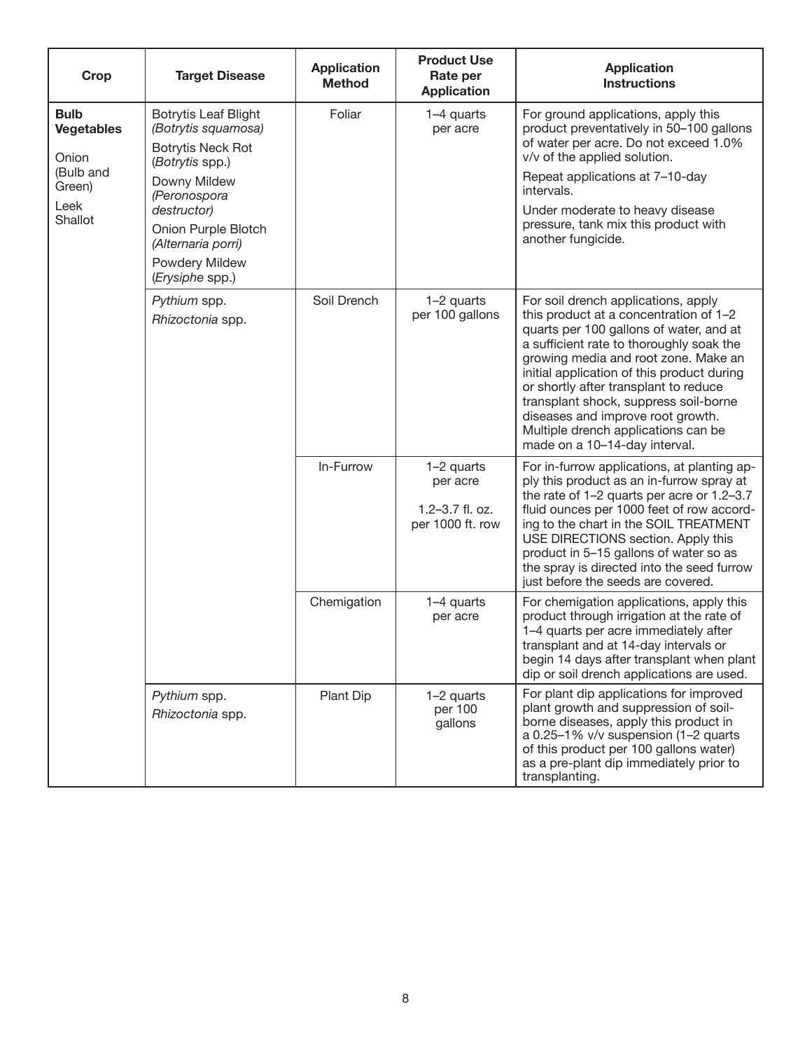| Crop | Target Disease | Application Method | Product Use Rate per Application | Application Instructions |
|---|---|---|---|---|
| **Bulb Vegetables**<br>Onion (Bulb and Green)<br>Leek<br>Shallot | Botrytis Leaf Blight *(Botrytis squamosa)*<br>Botrytis Neck Rot (*Botrytis* spp.)<br>Downy Mildew *(Peronospora destructor)*<br>Onion Purple Blotch *(Alternaria porri)*<br>Powdery Mildew (*Erysiphe* spp.) | Foliar | 1–4 quarts per acre | For ground applications, apply this product preventatively in 50–100 gallons of water per acre. Do not exceed 1.0% v/v of the applied solution.<br>Repeat applications at 7–10-day intervals.<br>Under moderate to heavy disease pressure, tank mix this product with another fungicide. |
| | *Pythium* spp.<br>*Rhizoctonia* spp. | Soil Drench | 1–2 quarts per 100 gallons | For soil drench applications, apply this product at a concentration of 1–2 quarts per 100 gallons of water, and at a sufficient rate to thoroughly soak the growing media and root zone. Make an initial application of this product during or shortly after transplant to reduce transplant shock, suppress soil-borne diseases and improve root growth. Multiple drench applications can be made on a 10–14-day interval. |
| | | In-Furrow | 1–2 quarts per acre<br>1.2–3.7 fl. oz. per 1000 ft. row | For in-furrow applications, at planting apply this product as an in-furrow spray at the rate of 1–2 quarts per acre or 1.2–3.7 fluid ounces per 1000 feet of row according to the chart in the SOIL TREATMENT USE DIRECTIONS section. Apply this product in 5–15 gallons of water so as the spray is directed into the seed furrow just before the seeds are covered. |
| | | Chemigation | 1–4 quarts per acre | For chemigation applications, apply this product through irrigation at the rate of 1–4 quarts per acre immediately after transplant and at 14-day intervals or begin 14 days after transplant when plant dip or soil drench applications are used. |
| | *Pythium* spp.<br>*Rhizoctonia* spp. | Plant Dip | 1–2 quarts per 100 gallons | For plant dip applications for improved plant growth and suppression of soil-borne diseases, apply this product in a 0.25–1% v/v suspension (1–2 quarts of this product per 100 gallons water) as a pre-plant dip immediately prior to transplanting. |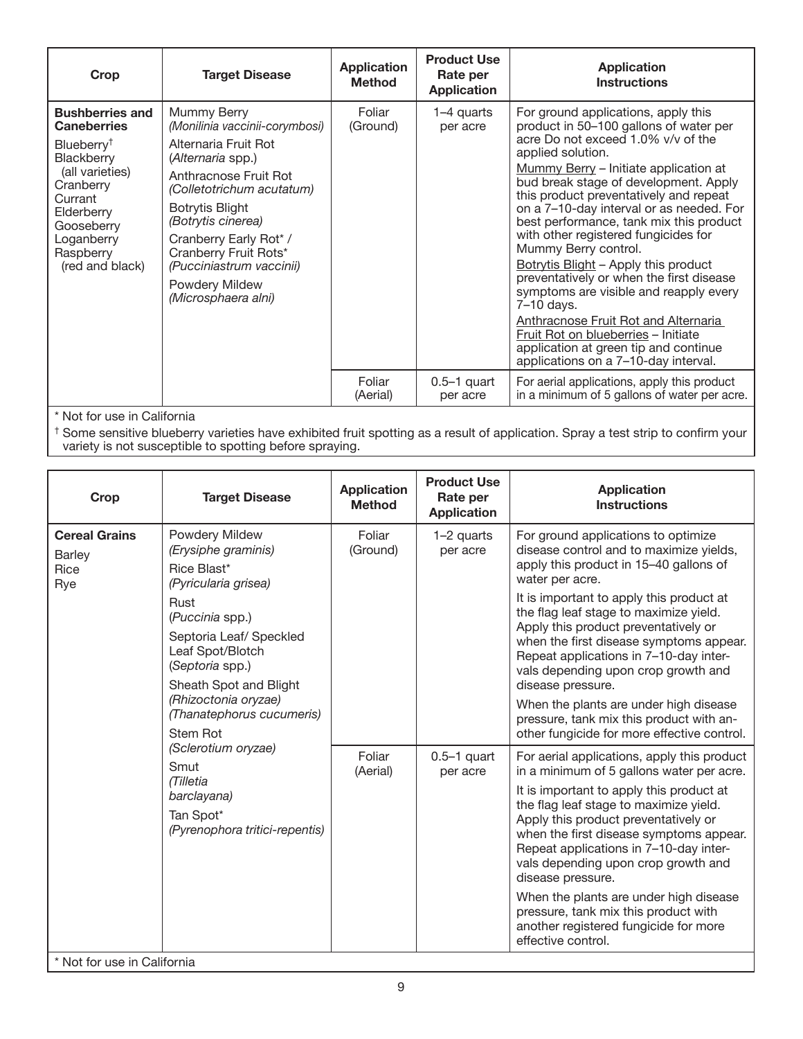| Crop | Target Disease | Application Method | Product Use Rate per Application | Application Instructions |
|---|---|---|---|---|
| **Bushberries and Caneberries**<br>Blueberry[†]<br>Blackberry (all varieties)<br>Cranberry<br>Currant<br>Elderberry<br>Gooseberry<br>Loganberry<br>Raspberry (red and black) | Mummy Berry *(Monilinia vaccinii-corymbosi)*<br>Alternaria Fruit Rot (*Alternaria* spp.)<br>Anthracnose Fruit Rot *(Colletotrichum acutatum)*<br>Botrytis Blight *(Botrytis cinerea)*<br>Cranberry Early Rot* / Cranberry Fruit Rots* *(Pucciniastrum vaccinii)*<br>Powdery Mildew *(Microsphaera alni)* | Foliar (Ground) | 1–4 quarts per acre | For ground applications, apply this product in 50–100 gallons of water per acre Do not exceed 1.0% v/v of the applied solution.<br>Mummy Berry – Initiate application at bud break stage of development. Apply this product preventatively and repeat on a 7–10-day interval or as needed. For best performance, tank mix this product with other registered fungicides for Mummy Berry control.<br>Botrytis Blight – Apply this product preventatively or when the first disease symptoms are visible and reapply every 7–10 days.<br>Anthracnose Fruit Rot and Alternaria Fruit Rot on blueberries – Initiate application at green tip and continue applications on a 7–10-day interval. |
| | | Foliar (Aerial) | 0.5–1 quart per acre | For aerial applications, apply this product in a minimum of 5 gallons of water per acre. |

\* Not for use in California

[†] Some sensitive blueberry varieties have exhibited fruit spotting as a result of application. Spray a test strip to confirm your variety is not susceptible to spotting before spraying.

| Crop | Target Disease | Application Method | Product Use Rate per Application | Application Instructions |
|---|---|---|---|---|
| **Cereal Grains**<br>Barley<br>Rice<br>Rye | Powdery Mildew *(Erysiphe graminis)*<br>Rice Blast* *(Pyricularia grisea)*<br>Rust (*Puccinia* spp.)<br>Septoria Leaf/ Speckled Leaf Spot/Blotch (*Septoria* spp.)<br>Sheath Spot and Blight *(Rhizoctonia oryzae) (Thanatephorus cucumeris)*<br>Stem Rot *(Sclerotium oryzae)*<br>Smut *(Tilletia barclayana)*<br>Tan Spot* *(Pyrenophora tritici-repentis)* | Foliar (Ground) | 1–2 quarts per acre | For ground applications to optimize disease control and to maximize yields, apply this product in 15–40 gallons of water per acre.<br>It is important to apply this product at the flag leaf stage to maximize yield. Apply this product preventatively or when the first disease symptoms appear. Repeat applications in 7–10-day intervals depending upon crop growth and disease pressure.<br>When the plants are under high disease pressure, tank mix this product with another fungicide for more effective control. |
| | | Foliar (Aerial) | 0.5–1 quart per acre | For aerial applications, apply this product in a minimum of 5 gallons water per acre.<br>It is important to apply this product at the flag leaf stage to maximize yield. Apply this product preventatively or when the first disease symptoms appear. Repeat applications in 7–10-day intervals depending upon crop growth and disease pressure.<br>When the plants are under high disease pressure, tank mix this product with another registered fungicide for more effective control. |

\* Not for use in California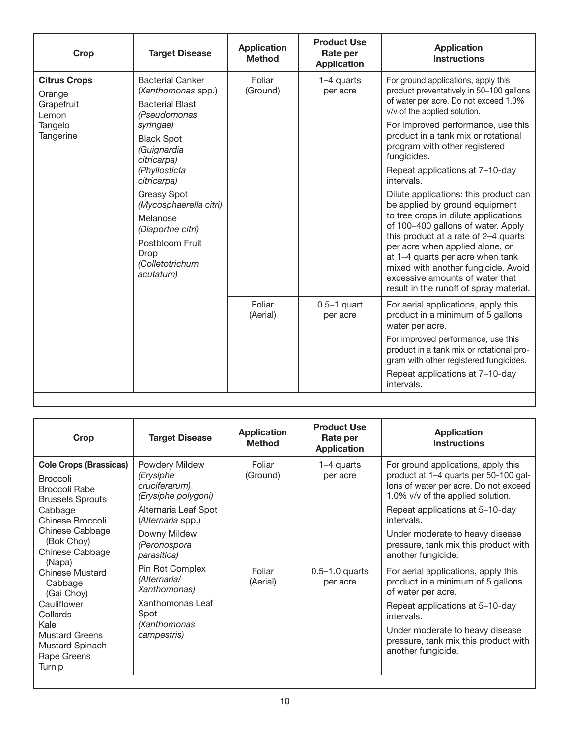| Crop | Target Disease | Application Method | Product Use Rate per Application | Application Instructions |
|---|---|---|---|---|
| **Citrus Crops**<br>Orange<br>Grapefruit<br>Lemon<br>Tangelo<br>Tangerine | Bacterial Canker (*Xanthomonas* spp.)<br>Bacterial Blast *(Pseudomonas syringae)*<br>Black Spot *(Guignardia citricarpa)* *(Phyllosticta citricarpa)*<br>Greasy Spot *(Mycosphaerella citri)*<br>Melanose *(Diaporthe citri)*<br>Postbloom Fruit Drop *(Colletotrichum acutatum)* | Foliar (Ground) | 1–4 quarts per acre | For ground applications, apply this product preventatively in 50–100 gallons of water per acre. Do not exceed 1.0% v/v of the applied solution.<br>For improved performance, use this product in a tank mix or rotational program with other registered fungicides.<br>Repeat applications at 7–10-day intervals.<br>Dilute applications: this product can be applied by ground equipment to tree crops in dilute applications of 100–400 gallons of water. Apply this product at a rate of 2–4 quarts per acre when applied alone, or at 1–4 quarts per acre when tank mixed with another fungicide. Avoid excessive amounts of water that result in the runoff of spray material. |
| | | Foliar (Aerial) | 0.5–1 quart per acre | For aerial applications, apply this product in a minimum of 5 gallons water per acre.<br>For improved performance, use this product in a tank mix or rotational program with other registered fungicides.<br>Repeat applications at 7–10-day intervals. |

| Crop | Target Disease | Application Method | Product Use Rate per Application | Application Instructions |
|---|---|---|---|---|
| **Cole Crops (Brassicas)**<br>Broccoli<br>Broccoli Rabe<br>Brussels Sprouts<br>Cabbage<br>Chinese Broccoli<br>Chinese Cabbage (Bok Choy)<br>Chinese Cabbage (Napa)<br>Chinese Mustard Cabbage (Gai Choy)<br>Cauliflower<br>Collards<br>Kale<br>Mustard Greens<br>Mustard Spinach<br>Rape Greens<br>Turnip | Powdery Mildew *(Erysiphe cruciferarum)* *(Erysiphe polygoni)*<br>Alternaria Leaf Spot (*Alternaria* spp.)<br>Downy Mildew *(Peronospora parasitica)*<br>Pin Rot Complex *(Alternaria/ Xanthomonas)*<br>Xanthomonas Leaf Spot *(Xanthomonas campestris)* | Foliar (Ground) | 1–4 quarts per acre | For ground applications, apply this product at 1–4 quarts per 50-100 gallons of water per acre. Do not exceed 1.0% v/v of the applied solution.<br>Repeat applications at 5–10-day intervals.<br>Under moderate to heavy disease pressure, tank mix this product with another fungicide. |
| | | Foliar (Aerial) | 0.5–1.0 quarts per acre | For aerial applications, apply this product in a minimum of 5 gallons of water per acre.<br>Repeat applications at 5–10-day intervals.<br>Under moderate to heavy disease pressure, tank mix this product with another fungicide. |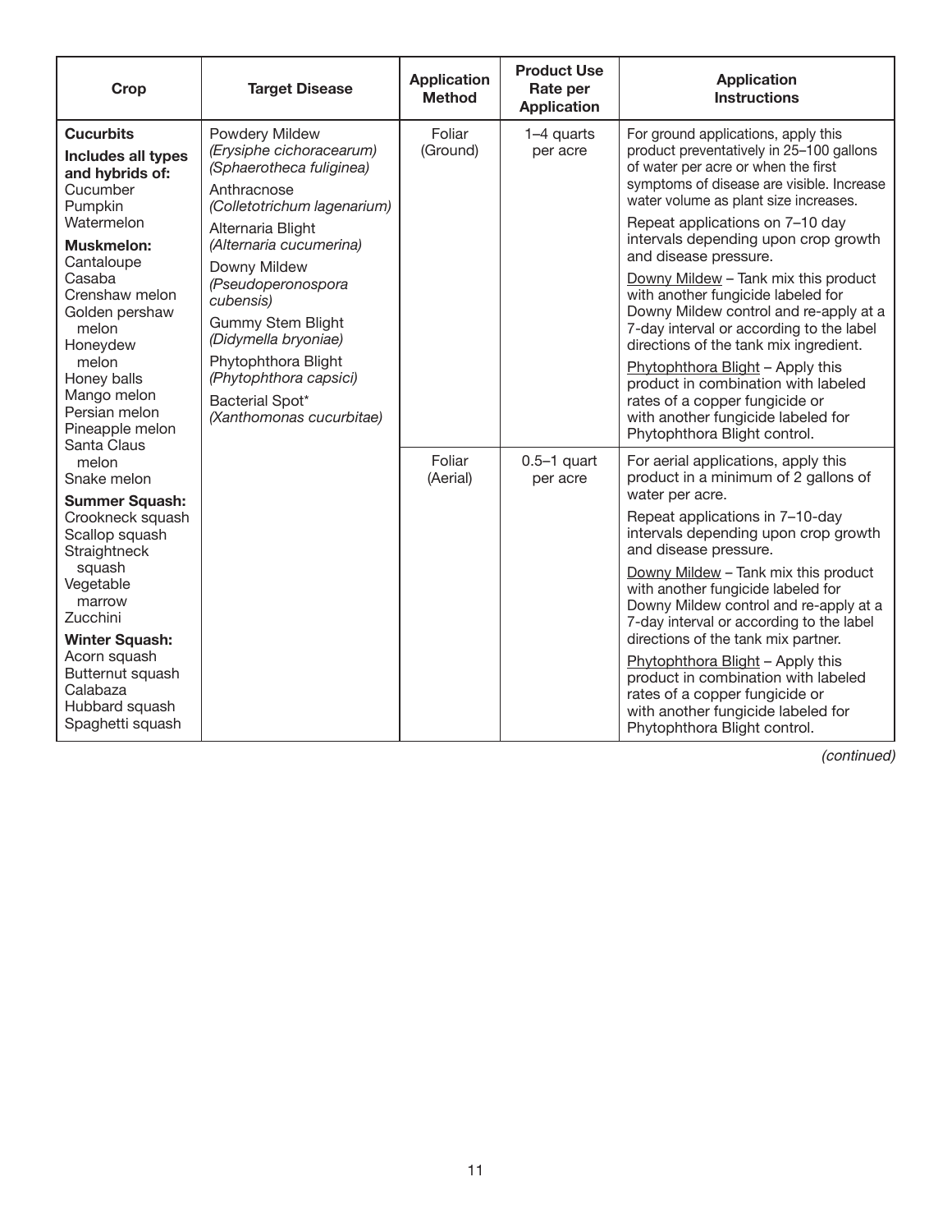| Crop | Target Disease | Application Method | Product Use Rate per Application | Application Instructions |
|---|---|---|---|---|
| **Cucurbits**<br>**Includes all types and hybrids of:**<br>Cucumber<br>Pumpkin<br>Watermelon<br>**Muskmelon:**<br>Cantaloupe<br>Casaba<br>Crenshaw melon<br>Golden pershaw melon<br>Honeydew melon<br>Honey balls<br>Mango melon<br>Persian melon<br>Pineapple melon<br>Santa Claus melon<br>Snake melon<br>**Summer Squash:**<br>Crookneck squash<br>Scallop squash<br>Straightneck squash<br>Vegetable marrow<br>Zucchini<br>**Winter Squash:**<br>Acorn squash<br>Butternut squash<br>Calabaza<br>Hubbard squash<br>Spaghetti squash | Powdery Mildew<br>*(Erysiphe cichoracearum)*<br>*(Sphaerotheca fuliginea)*<br>Anthracnose<br>*(Colletotrichum lagenarium)*<br>Alternaria Blight<br>*(Alternaria cucumerina)*<br>Downy Mildew<br>*(Pseudoperonospora cubensis)*<br>Gummy Stem Blight<br>*(Didymella bryoniae)*<br>Phytophthora Blight<br>*(Phytophthora capsici)*<br>Bacterial Spot*<br>*(Xanthomonas cucurbitae)* | Foliar (Ground) | 1–4 quarts per acre | For ground applications, apply this product preventatively in 25–100 gallons of water per acre or when the first symptoms of disease are visible. Increase water volume as plant size increases.<br>Repeat applications on 7–10 day intervals depending upon crop growth and disease pressure.<br>Downy Mildew – Tank mix this product with another fungicide labeled for Downy Mildew control and re-apply at a 7-day interval or according to the label directions of the tank mix ingredient.<br>Phytophthora Blight – Apply this product in combination with labeled rates of a copper fungicide or with another fungicide labeled for Phytophthora Blight control. |
| | | Foliar (Aerial) | 0.5–1 quart per acre | For aerial applications, apply this product in a minimum of 2 gallons of water per acre.<br>Repeat applications in 7–10-day intervals depending upon crop growth and disease pressure.<br>Downy Mildew – Tank mix this product with another fungicide labeled for Downy Mildew control and re-apply at a 7-day interval or according to the label directions of the tank mix partner.<br>Phytophthora Blight – Apply this product in combination with labeled rates of a copper fungicide or with another fungicide labeled for Phytophthora Blight control. |

*(continued)*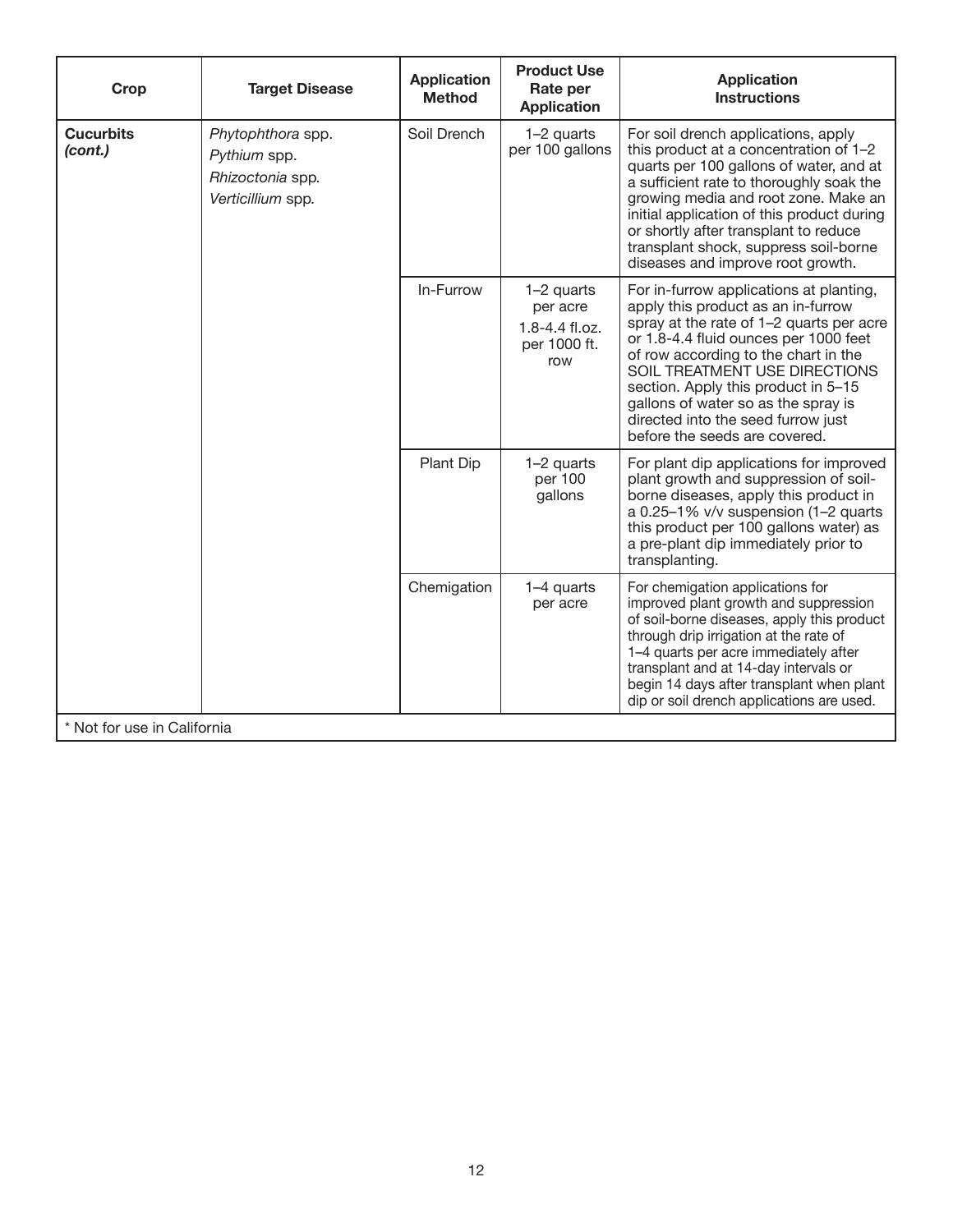| Crop | Target Disease | Application Method | Product Use Rate per Application | Application Instructions |
|---|---|---|---|---|
| **Cucurbits *(cont.)*** | *Phytophthora* spp.<br>*Pythium* spp.<br>*Rhizoctonia* spp.<br>*Verticillium* spp. | Soil Drench | 1–2 quarts per 100 gallons | For soil drench applications, apply this product at a concentration of 1–2 quarts per 100 gallons of water, and at a sufficient rate to thoroughly soak the growing media and root zone. Make an initial application of this product during or shortly after transplant to reduce transplant shock, suppress soil-borne diseases and improve root growth. |
| | | In-Furrow | 1–2 quarts per acre<br>1.8-4.4 fl.oz. per 1000 ft. row | For in-furrow applications at planting, apply this product as an in-furrow spray at the rate of 1–2 quarts per acre or 1.8-4.4 fluid ounces per 1000 feet of row according to the chart in the SOIL TREATMENT USE DIRECTIONS section. Apply this product in 5–15 gallons of water so as the spray is directed into the seed furrow just before the seeds are covered. |
| | | Plant Dip | 1–2 quarts per 100 gallons | For plant dip applications for improved plant growth and suppression of soil-borne diseases, apply this product in a 0.25–1% v/v suspension (1–2 quarts this product per 100 gallons water) as a pre-plant dip immediately prior to transplanting. |
| | | Chemigation | 1–4 quarts per acre | For chemigation applications for improved plant growth and suppression of soil-borne diseases, apply this product through drip irrigation at the rate of 1–4 quarts per acre immediately after transplant and at 14-day intervals or begin 14 days after transplant when plant dip or soil drench applications are used. |

* Not for use in California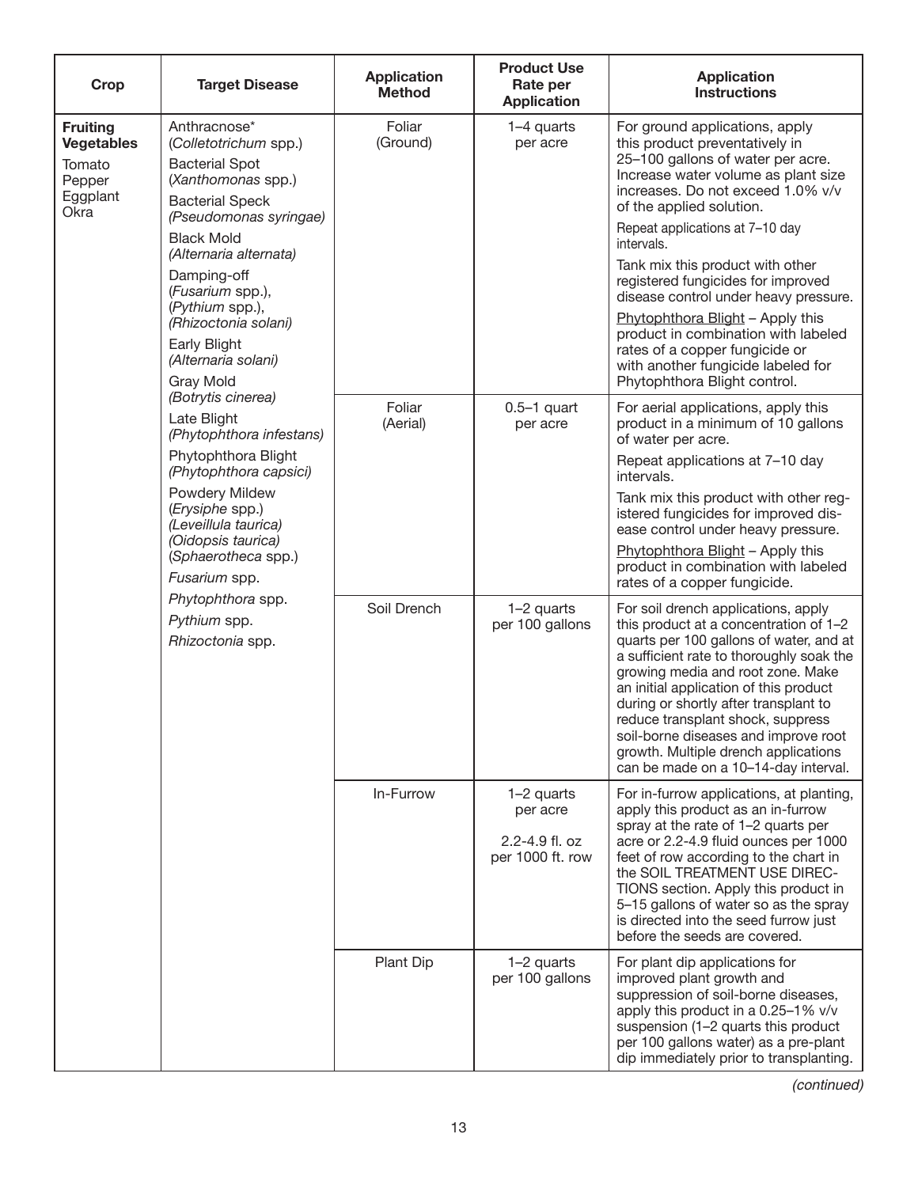| Crop | Target Disease | Application Method | Product Use Rate per Application | Application Instructions |
|---|---|---|---|---|
| **Fruiting Vegetables**<br>Tomato<br>Pepper<br>Eggplant<br>Okra | Anthracnose* (*Colletotrichum* spp.)<br>Bacterial Spot (*Xanthomonas* spp.)<br>Bacterial Speck (*Pseudomonas syringae)*<br>Black Mold *(Alternaria alternata)*<br>Damping-off (*Fusarium* spp.), (*Pythium* spp.), *(Rhizoctonia solani)*<br>Early Blight *(Alternaria solani)*<br>Gray Mold *(Botrytis cinerea)*<br>Late Blight *(Phytophthora infestans)*<br>Phytophthora Blight *(Phytophthora capsici)*<br>Powdery Mildew (*Erysiphe* spp.) *(Leveillula taurica)* *(Oidopsis taurica)* (*Sphaerotheca* spp.)<br>*Fusarium* spp.<br>*Phytophthora* spp.<br>*Pythium* spp.<br>*Rhizoctonia* spp. | Foliar (Ground) | 1–4 quarts per acre | For ground applications, apply this product preventatively in 25–100 gallons of water per acre. Increase water volume as plant size increases. Do not exceed 1.0% v/v of the applied solution.<br>Repeat applications at 7–10 day intervals.<br>Tank mix this product with other registered fungicides for improved disease control under heavy pressure.<br>Phytophthora Blight – Apply this product in combination with labeled rates of a copper fungicide or with another fungicide labeled for Phytophthora Blight control. |
| | | Foliar (Aerial) | 0.5–1 quart per acre | For aerial applications, apply this product in a minimum of 10 gallons of water per acre.<br>Repeat applications at 7–10 day intervals.<br>Tank mix this product with other registered fungicides for improved disease control under heavy pressure.<br>Phytophthora Blight – Apply this product in combination with labeled rates of a copper fungicide. |
| | | Soil Drench | 1–2 quarts per 100 gallons | For soil drench applications, apply this product at a concentration of 1–2 quarts per 100 gallons of water, and at a sufficient rate to thoroughly soak the growing media and root zone. Make an initial application of this product during or shortly after transplant to reduce transplant shock, suppress soil-borne diseases and improve root growth. Multiple drench applications can be made on a 10–14-day interval. |
| | | In-Furrow | 1–2 quarts per acre<br>2.2-4.9 fl. oz per 1000 ft. row | For in-furrow applications, at planting, apply this product as an in-furrow spray at the rate of 1–2 quarts per acre or 2.2-4.9 fluid ounces per 1000 feet of row according to the chart in the SOIL TREATMENT USE DIRECTIONS section. Apply this product in 5–15 gallons of water so as the spray is directed into the seed furrow just before the seeds are covered. |
| | | Plant Dip | 1–2 quarts per 100 gallons | For plant dip applications for improved plant growth and suppression of soil-borne diseases, apply this product in a 0.25–1% v/v suspension (1–2 quarts this product per 100 gallons water) as a pre-plant dip immediately prior to transplanting. |

*(continued)*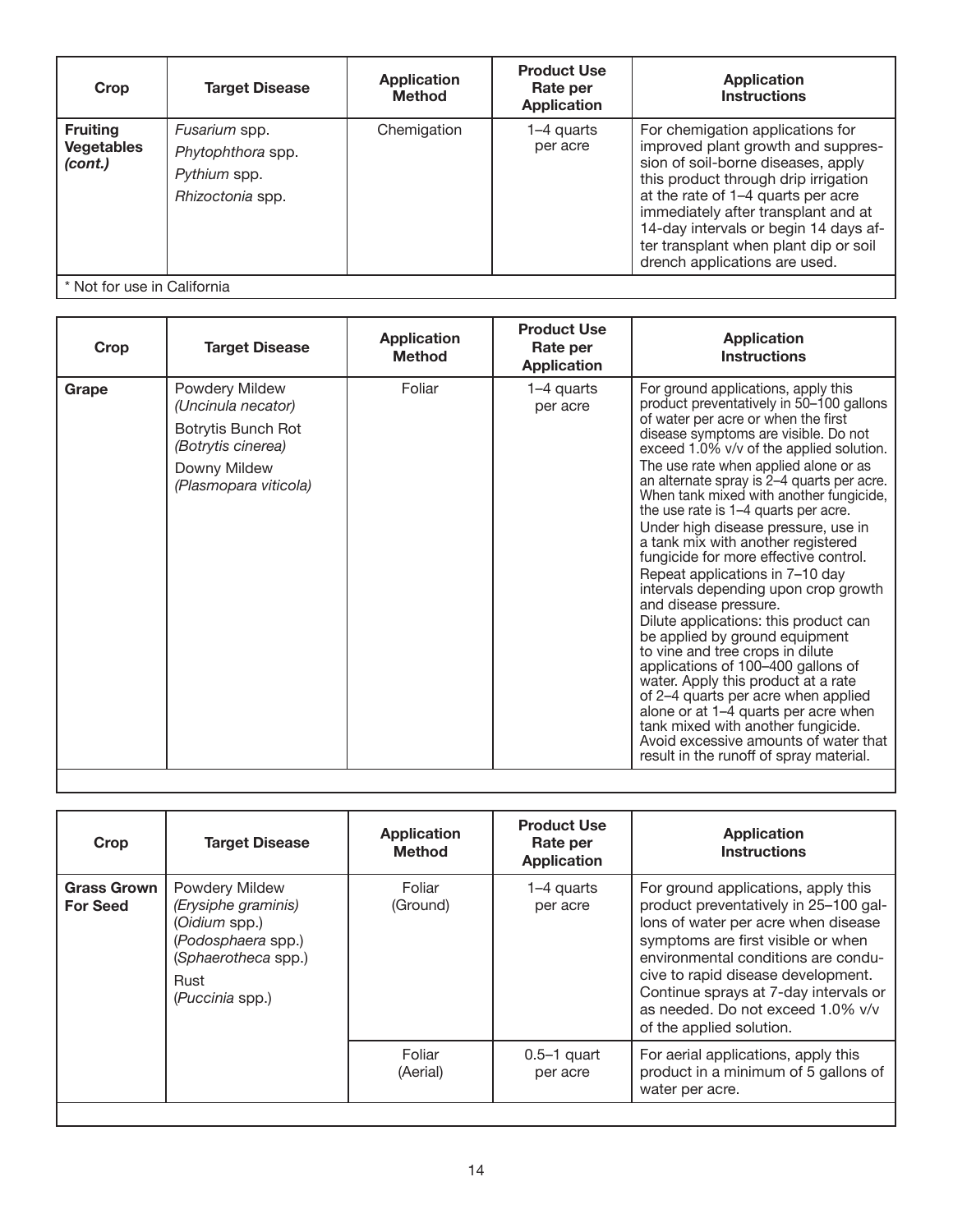| Crop | Target Disease | Application Method | Product Use Rate per Application | Application Instructions |
|---|---|---|---|---|
| **Fruiting Vegetables *(cont.)*** | *Fusarium* spp.<br>*Phytophthora* spp.<br>*Pythium* spp.<br>*Rhizoctonia* spp. | Chemigation | 1–4 quarts per acre | For chemigation applications for improved plant growth and suppression of soil-borne diseases, apply this product through drip irrigation at the rate of 1–4 quarts per acre immediately after transplant and at 14-day intervals or begin 14 days after transplant when plant dip or soil drench applications are used. |

* Not for use in California

| Crop | Target Disease | Application Method | Product Use Rate per Application | Application Instructions |
|---|---|---|---|---|
| **Grape** | Powdery Mildew *(Uncinula necator)*<br>Botrytis Bunch Rot *(Botrytis cinerea)*<br>Downy Mildew *(Plasmopara viticola)* | Foliar | 1–4 quarts per acre | For ground applications, apply this product preventatively in 50–100 gallons of water per acre or when the first disease symptoms are visible. Do not exceed 1.0% v/v of the applied solution.<br>The use rate when applied alone or as an alternate spray is 2–4 quarts per acre. When tank mixed with another fungicide, the use rate is 1–4 quarts per acre.<br>Under high disease pressure, use in a tank mix with another registered fungicide for more effective control.<br>Repeat applications in 7–10 day intervals depending upon crop growth and disease pressure.<br>Dilute applications: this product can be applied by ground equipment to vine and tree crops in dilute applications of 100–400 gallons of water. Apply this product at a rate of 2–4 quarts per acre when applied alone or at 1–4 quarts per acre when tank mixed with another fungicide. Avoid excessive amounts of water that result in the runoff of spray material. |

| Crop | Target Disease | Application Method | Product Use Rate per Application | Application Instructions |
|---|---|---|---|---|
| **Grass Grown For Seed** | Powdery Mildew *(Erysiphe graminis)* (*Oidium* spp.) (*Podosphaera* spp.) (*Sphaerotheca* spp.)<br>Rust (*Puccinia* spp.) | Foliar (Ground) | 1–4 quarts per acre | For ground applications, apply this product preventatively in 25–100 gallons of water per acre when disease symptoms are first visible or when environmental conditions are conducive to rapid disease development. Continue sprays at 7-day intervals or as needed. Do not exceed 1.0% v/v of the applied solution. |
| | | Foliar (Aerial) | 0.5–1 quart per acre | For aerial applications, apply this product in a minimum of 5 gallons of water per acre. |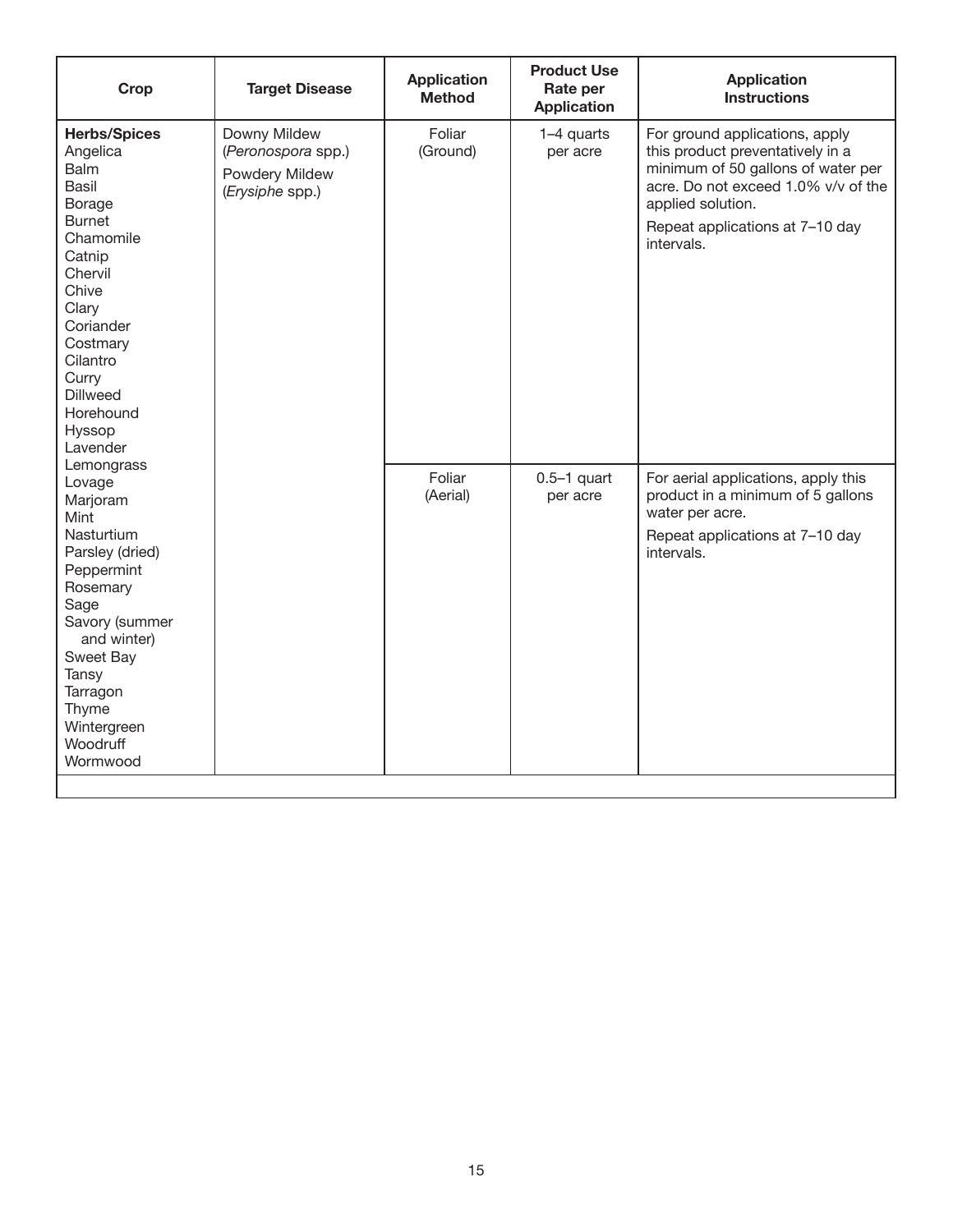| Crop | Target Disease | Application Method | Product Use Rate per Application | Application Instructions |
|---|---|---|---|---|
| **Herbs/Spices**<br>Angelica<br>Balm<br>Basil<br>Borage<br>Burnet<br>Chamomile<br>Catnip<br>Chervil<br>Chive<br>Clary<br>Coriander<br>Costmary<br>Cilantro<br>Curry<br>Dillweed<br>Horehound<br>Hyssop<br>Lavender<br>Lemongrass<br>Lovage<br>Marjoram<br>Mint<br>Nasturtium<br>Parsley (dried)<br>Peppermint<br>Rosemary<br>Sage<br>Savory (summer and winter)<br>Sweet Bay<br>Tansy<br>Tarragon<br>Thyme<br>Wintergreen<br>Woodruff<br>Wormwood | Downy Mildew (*Peronospora* spp.)<br>Powdery Mildew (*Erysiphe* spp.) | Foliar (Ground) | 1–4 quarts per acre | For ground applications, apply this product preventatively in a minimum of 50 gallons of water per acre. Do not exceed 1.0% v/v of the applied solution.<br>Repeat applications at 7–10 day intervals. |
| | | Foliar (Aerial) | 0.5–1 quart per acre | For aerial applications, apply this product in a minimum of 5 gallons water per acre.<br>Repeat applications at 7–10 day intervals. |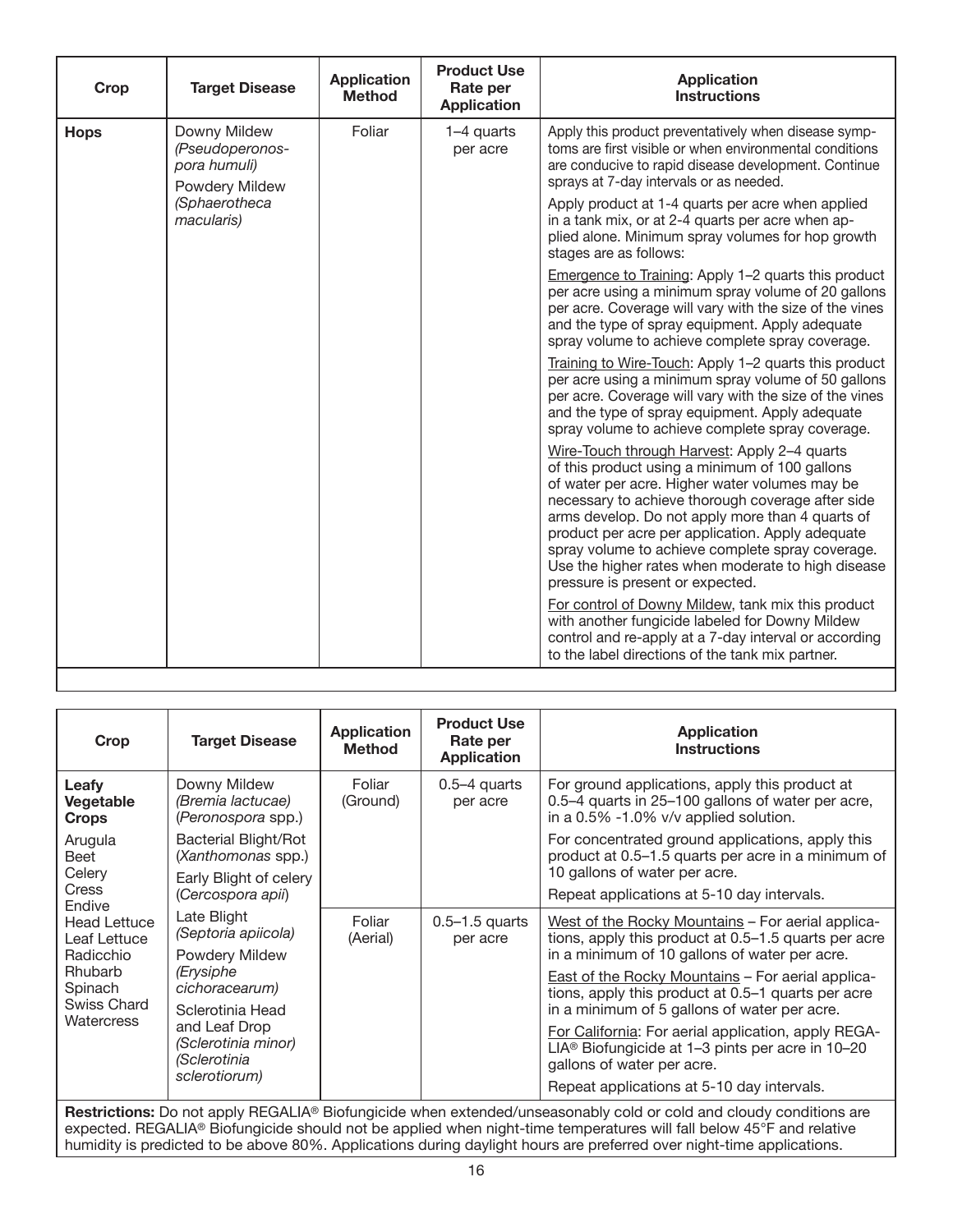| Crop | Target Disease | Application Method | Product Use Rate per Application | Application Instructions |
|---|---|---|---|---|
| **Hops** | Downy Mildew *(Pseudoperonospora humuli)*<br><br>Powdery Mildew *(Sphaerotheca macularis)* | Foliar | 1–4 quarts per acre | Apply this product preventatively when disease symptoms are first visible or when environmental conditions are conducive to rapid disease development. Continue sprays at 7-day intervals or as needed.<br><br>Apply product at 1-4 quarts per acre when applied in a tank mix, or at 2-4 quarts per acre when applied alone. Minimum spray volumes for hop growth stages are as follows:<br><br><u>Emergence to Training</u>: Apply 1–2 quarts this product per acre using a minimum spray volume of 20 gallons per acre. Coverage will vary with the size of the vines and the type of spray equipment. Apply adequate spray volume to achieve complete spray coverage.<br><br><u>Training to Wire-Touch</u>: Apply 1–2 quarts this product per acre using a minimum spray volume of 50 gallons per acre. Coverage will vary with the size of the vines and the type of spray equipment. Apply adequate spray volume to achieve complete spray coverage.<br><br><u>Wire-Touch through Harvest</u>: Apply 2–4 quarts of this product using a minimum of 100 gallons of water per acre. Higher water volumes may be necessary to achieve thorough coverage after side arms develop. Do not apply more than 4 quarts of product per acre per application. Apply adequate spray volume to achieve complete spray coverage. Use the higher rates when moderate to high disease pressure is present or expected.<br><br><u>For control of Downy Mildew</u>, tank mix this product with another fungicide labeled for Downy Mildew control and re-apply at a 7-day interval or according to the label directions of the tank mix partner. |

| Crop | Target Disease | Application Method | Product Use Rate per Application | Application Instructions |
|---|---|---|---|---|
| **Leafy Vegetable Crops**<br><br>Arugula<br>Beet<br>Celery<br>Cress<br>Endive<br>Head Lettuce<br>Leaf Lettuce<br>Radicchio<br>Rhubarb<br>Spinach<br>Swiss Chard<br>Watercress | Downy Mildew *(Bremia lactucae)* (*Peronospora* spp.)<br><br>Bacterial Blight/Rot (*Xanthomonas* spp.)<br><br>Early Blight of celery (*Cercospora apii*)<br><br>Late Blight *(Septoria apiicola)*<br><br>Powdery Mildew *(Erysiphe cichoracearum)*<br><br>Sclerotinia Head and Leaf Drop *(Sclerotinia minor) (Sclerotinia sclerotiorum)* | Foliar (Ground) | 0.5–4 quarts per acre | For ground applications, apply this product at 0.5–4 quarts in 25–100 gallons of water per acre, in a 0.5% -1.0% v/v applied solution.<br><br>For concentrated ground applications, apply this product at 0.5–1.5 quarts per acre in a minimum of 10 gallons of water per acre.<br><br>Repeat applications at 5-10 day intervals. |
| | | Foliar (Aerial) | 0.5–1.5 quarts per acre | <u>West of the Rocky Mountains</u> – For aerial applications, apply this product at 0.5–1.5 quarts per acre in a minimum of 10 gallons of water per acre.<br><br><u>East of the Rocky Mountains</u> – For aerial applications, apply this product at 0.5–1 quarts per acre in a minimum of 5 gallons of water per acre.<br><br><u>For California</u>: For aerial application, apply REGALIA® Biofungicide at 1–3 pints per acre in 10–20 gallons of water per acre.<br><br>Repeat applications at 5-10 day intervals. |

**Restrictions:** Do not apply REGALIA® Biofungicide when extended/unseasonably cold or cold and cloudy conditions are expected. REGALIA® Biofungicide should not be applied when night-time temperatures will fall below 45°F and relative humidity is predicted to be above 80%. Applications during daylight hours are preferred over night-time applications.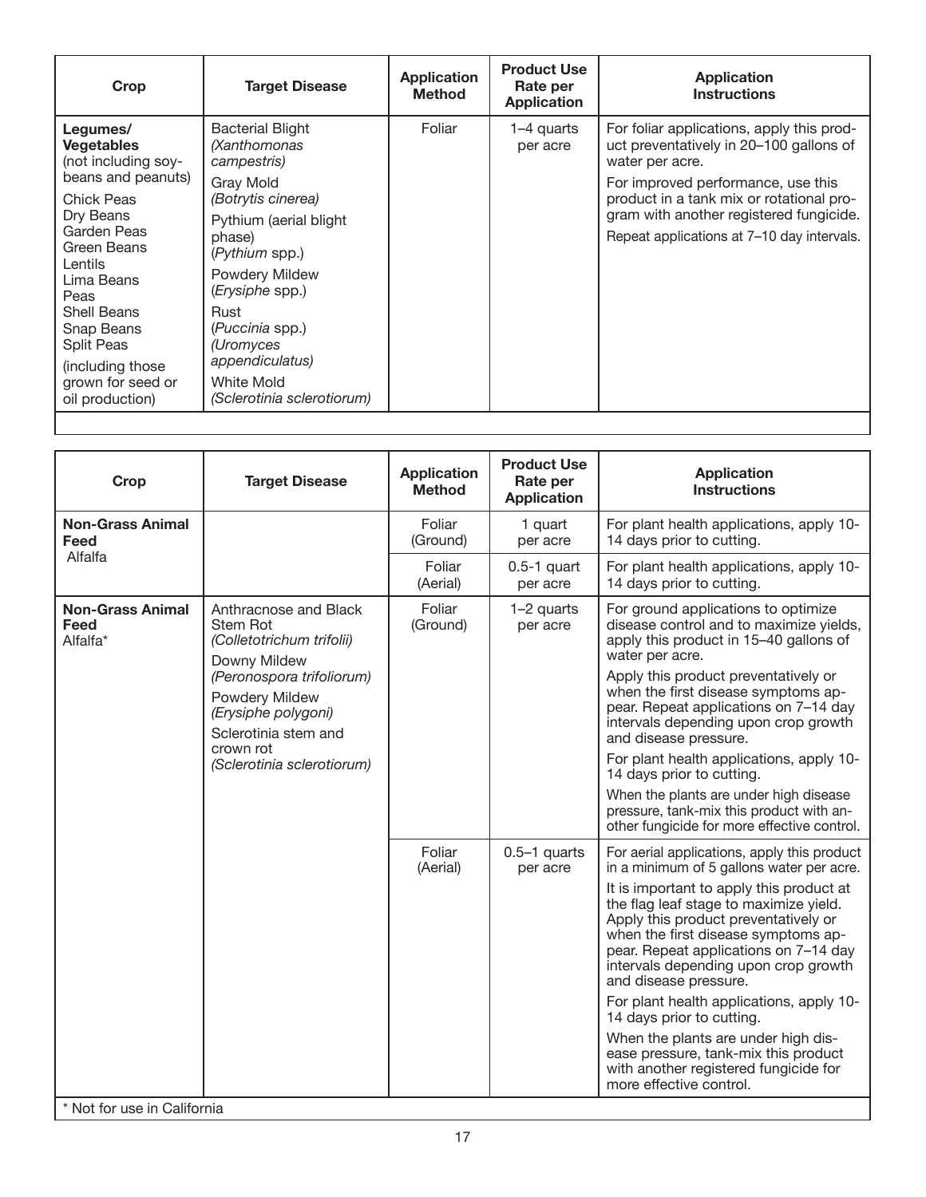| Crop | Target Disease | Application Method | Product Use Rate per Application | Application Instructions |
|---|---|---|---|---|
| **Legumes/ Vegetables** (not including soybeans and peanuts)<br>Chick Peas<br>Dry Beans<br>Garden Peas<br>Green Beans<br>Lentils<br>Lima Beans<br>Peas<br>Shell Beans<br>Snap Beans<br>Split Peas<br>(including those grown for seed or oil production) | Bacterial Blight *(Xanthomonas campestris)*<br>Gray Mold *(Botrytis cinerea)*<br>Pythium (aerial blight phase) (*Pythium* spp.)<br>Powdery Mildew (*Erysiphe* spp.)<br>Rust (*Puccinia* spp.) *(Uromyces appendiculatus)*<br>White Mold *(Sclerotinia sclerotiorum)* | Foliar | 1–4 quarts per acre | For foliar applications, apply this product preventatively in 20–100 gallons of water per acre.<br>For improved performance, use this product in a tank mix or rotational program with another registered fungicide.<br>Repeat applications at 7–10 day intervals. |

| Crop | Target Disease | Application Method | Product Use Rate per Application | Application Instructions |
|---|---|---|---|---|
| **Non-Grass Animal Feed**<br>Alfalfa | | Foliar (Ground) | 1 quart per acre | For plant health applications, apply 10-14 days prior to cutting. |
| | | Foliar (Aerial) | 0.5-1 quart per acre | For plant health applications, apply 10-14 days prior to cutting. |
| **Non-Grass Animal Feed**<br>Alfalfa* | Anthracnose and Black Stem Rot *(Colletotrichum trifolii)*<br>Downy Mildew *(Peronospora trifoliorum)*<br>Powdery Mildew *(Erysiphe polygoni)*<br>Sclerotinia stem and crown rot *(Sclerotinia sclerotiorum)* | Foliar (Ground) | 1–2 quarts per acre | For ground applications to optimize disease control and to maximize yields, apply this product in 15–40 gallons of water per acre.<br>Apply this product preventatively or when the first disease symptoms appear. Repeat applications on 7–14 day intervals depending upon crop growth and disease pressure.<br>For plant health applications, apply 10-14 days prior to cutting.<br>When the plants are under high disease pressure, tank-mix this product with another fungicide for more effective control. |
| | | Foliar (Aerial) | 0.5–1 quarts per acre | For aerial applications, apply this product in a minimum of 5 gallons water per acre.<br>It is important to apply this product at the flag leaf stage to maximize yield. Apply this product preventatively or when the first disease symptoms appear. Repeat applications on 7–14 day intervals depending upon crop growth and disease pressure.<br>For plant health applications, apply 10-14 days prior to cutting.<br>When the plants are under high disease pressure, tank-mix this product with another registered fungicide for more effective control. |

\* Not for use in California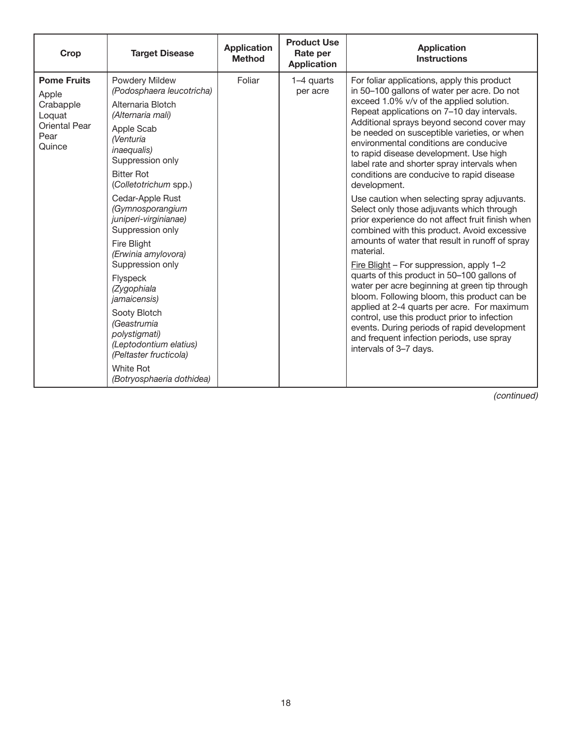| Crop | Target Disease | Application Method | Product Use Rate per Application | Application Instructions |
|---|---|---|---|---|
| **Pome Fruits**<br>Apple<br>Crabapple<br>Loquat<br>Oriental Pear<br>Pear<br>Quince | Powdery Mildew *(Podosphaera leucotricha)*<br><br>Alternaria Blotch *(Alternaria mali)*<br><br>Apple Scab *(Venturia inaequalis)* Suppression only<br><br>Bitter Rot (*Colletotrichum* spp.)<br><br>Cedar-Apple Rust *(Gymnosporangium juniperi-virginianae)* Suppression only<br><br>Fire Blight *(Erwinia amylovora)* Suppression only<br><br>Flyspeck *(Zygophiala jamaicensis)*<br><br>Sooty Blotch *(Geastrumia polystigmati)* *(Leptodontium elatius)* *(Peltaster fructicola)*<br><br>White Rot *(Botryosphaeria dothidea)* | Foliar | 1–4 quarts per acre | For foliar applications, apply this product in 50–100 gallons of water per acre. Do not exceed 1.0% v/v of the applied solution. Repeat applications on 7–10 day intervals. Additional sprays beyond second cover may be needed on susceptible varieties, or when environmental conditions are conducive to rapid disease development. Use high label rate and shorter spray intervals when conditions are conducive to rapid disease development.<br><br>Use caution when selecting spray adjuvants. Select only those adjuvants which through prior experience do not affect fruit finish when combined with this product. Avoid excessive amounts of water that result in runoff of spray material.<br><br>Fire Blight – For suppression, apply 1–2 quarts of this product in 50–100 gallons of water per acre beginning at green tip through bloom. Following bloom, this product can be applied at 2-4 quarts per acre. For maximum control, use this product prior to infection events. During periods of rapid development and frequent infection periods, use spray intervals of 3–7 days. |

*(continued)*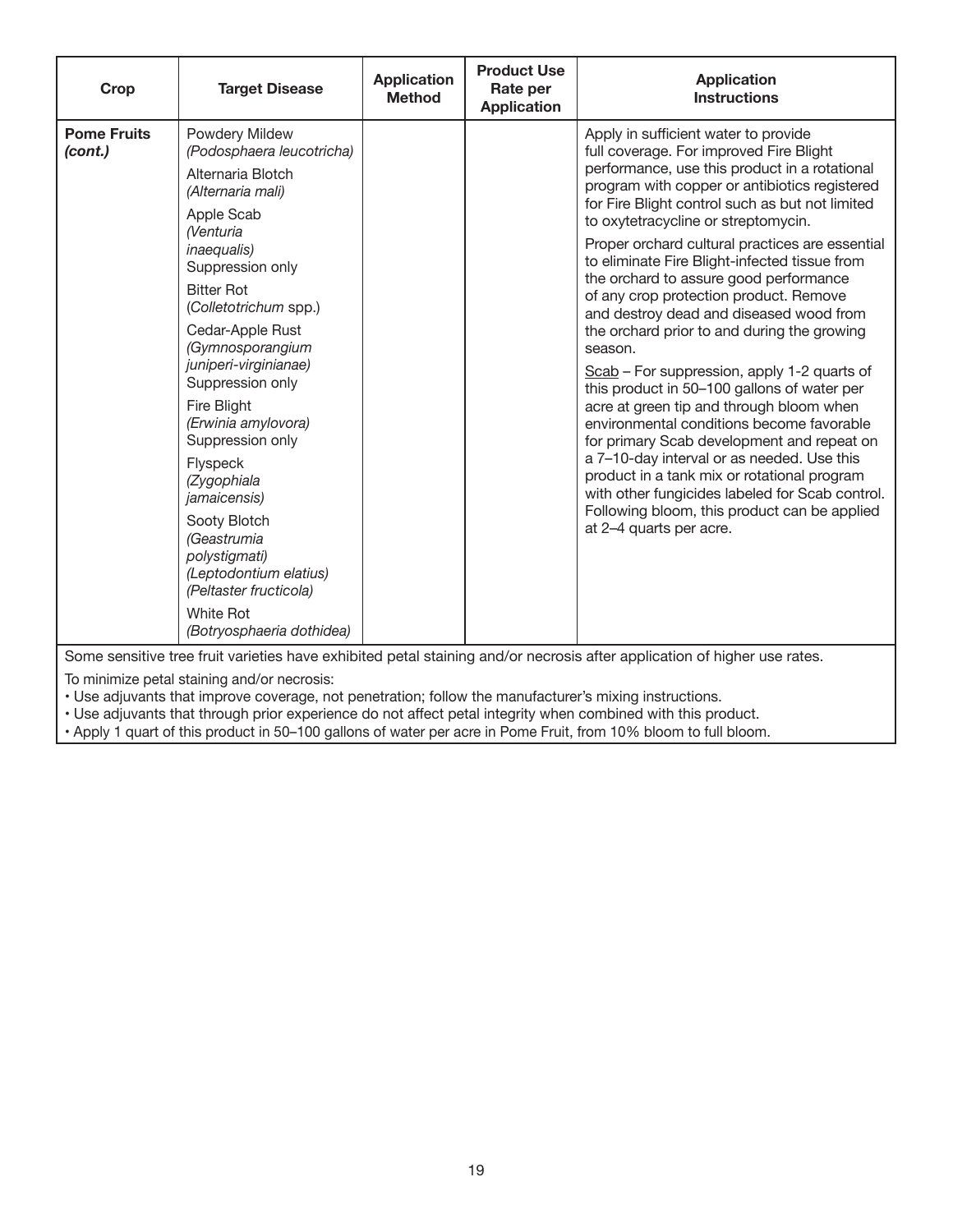| Crop | Target Disease | Application Method | Product Use Rate per Application | Application Instructions |
|---|---|---|---|---|
| **Pome Fruits *(cont.)*** | Powdery Mildew *(Podosphaera leucotricha)*<br><br>Alternaria Blotch *(Alternaria mali)*<br><br>Apple Scab *(Venturia inaequalis)* Suppression only<br><br>Bitter Rot (*Colletotrichum* spp.)<br><br>Cedar-Apple Rust *(Gymnosporangium juniperi-virginianae)* Suppression only<br><br>Fire Blight *(Erwinia amylovora)* Suppression only<br><br>Flyspeck *(Zygophiala jamaicensis)*<br><br>Sooty Blotch *(Geastrumia polystigmati) (Leptodontium elatius) (Peltaster fructicola)*<br><br>White Rot *(Botryosphaeria dothidea)* | | | Apply in sufficient water to provide full coverage. For improved Fire Blight performance, use this product in a rotational program with copper or antibiotics registered for Fire Blight control such as but not limited to oxytetracycline or streptomycin.<br><br>Proper orchard cultural practices are essential to eliminate Fire Blight-infected tissue from the orchard to assure good performance of any crop protection product. Remove and destroy dead and diseased wood from the orchard prior to and during the growing season.<br><br><u>Scab</u> – For suppression, apply 1-2 quarts of this product in 50–100 gallons of water per acre at green tip and through bloom when environmental conditions become favorable for primary Scab development and repeat on a 7–10-day interval or as needed. Use this product in a tank mix or rotational program with other fungicides labeled for Scab control. Following bloom, this product can be applied at 2–4 quarts per acre. |

Some sensitive tree fruit varieties have exhibited petal staining and/or necrosis after application of higher use rates.

To minimize petal staining and/or necrosis:

- Use adjuvants that improve coverage, not penetration; follow the manufacturer's mixing instructions.
- Use adjuvants that through prior experience do not affect petal integrity when combined with this product.
- Apply 1 quart of this product in 50–100 gallons of water per acre in Pome Fruit, from 10% bloom to full bloom.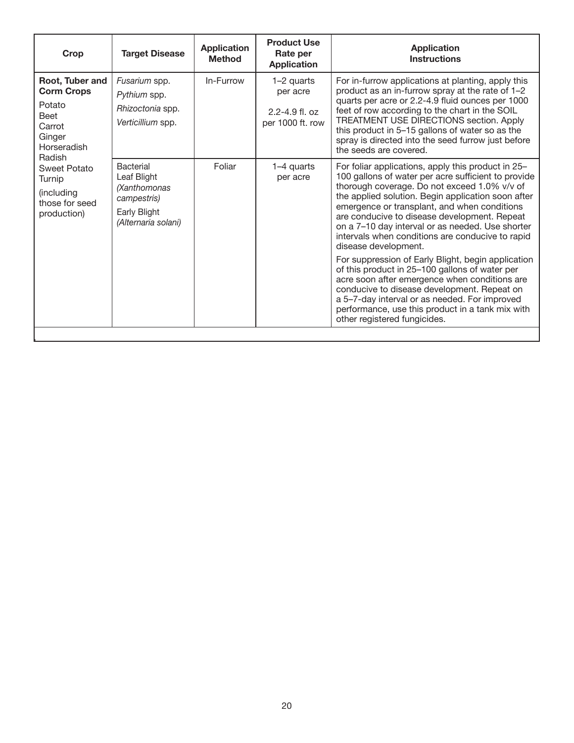| Crop | Target Disease | Application Method | Product Use Rate per Application | Application Instructions |
|---|---|---|---|---|
| **Root, Tuber and Corm Crops**<br>Potato<br>Beet<br>Carrot<br>Ginger<br>Horseradish<br>Radish<br>Sweet Potato<br>Turnip<br>(including those for seed production) | *Fusarium* spp.<br>*Pythium* spp.<br>*Rhizoctonia* spp.<br>*Verticillium* spp. | In-Furrow | 1–2 quarts per acre<br><br>2.2-4.9 fl. oz per 1000 ft. row | For in-furrow applications at planting, apply this product as an in-furrow spray at the rate of 1–2 quarts per acre or 2.2-4.9 fluid ounces per 1000 feet of row according to the chart in the SOIL TREATMENT USE DIRECTIONS section. Apply this product in 5–15 gallons of water so as the spray is directed into the seed furrow just before the seeds are covered. |
| | Bacterial Leaf Blight *(Xanthomonas campestris)*<br>Early Blight *(Alternaria solani)* | Foliar | 1–4 quarts per acre | For foliar applications, apply this product in 25–100 gallons of water per acre sufficient to provide thorough coverage. Do not exceed 1.0% v/v of the applied solution. Begin application soon after emergence or transplant, and when conditions are conducive to disease development. Repeat on a 7–10 day interval or as needed. Use shorter intervals when conditions are conducive to rapid disease development.<br><br>For suppression of Early Blight, begin application of this product in 25–100 gallons of water per acre soon after emergence when conditions are conducive to disease development. Repeat on a 5–7-day interval or as needed. For improved performance, use this product in a tank mix with other registered fungicides. |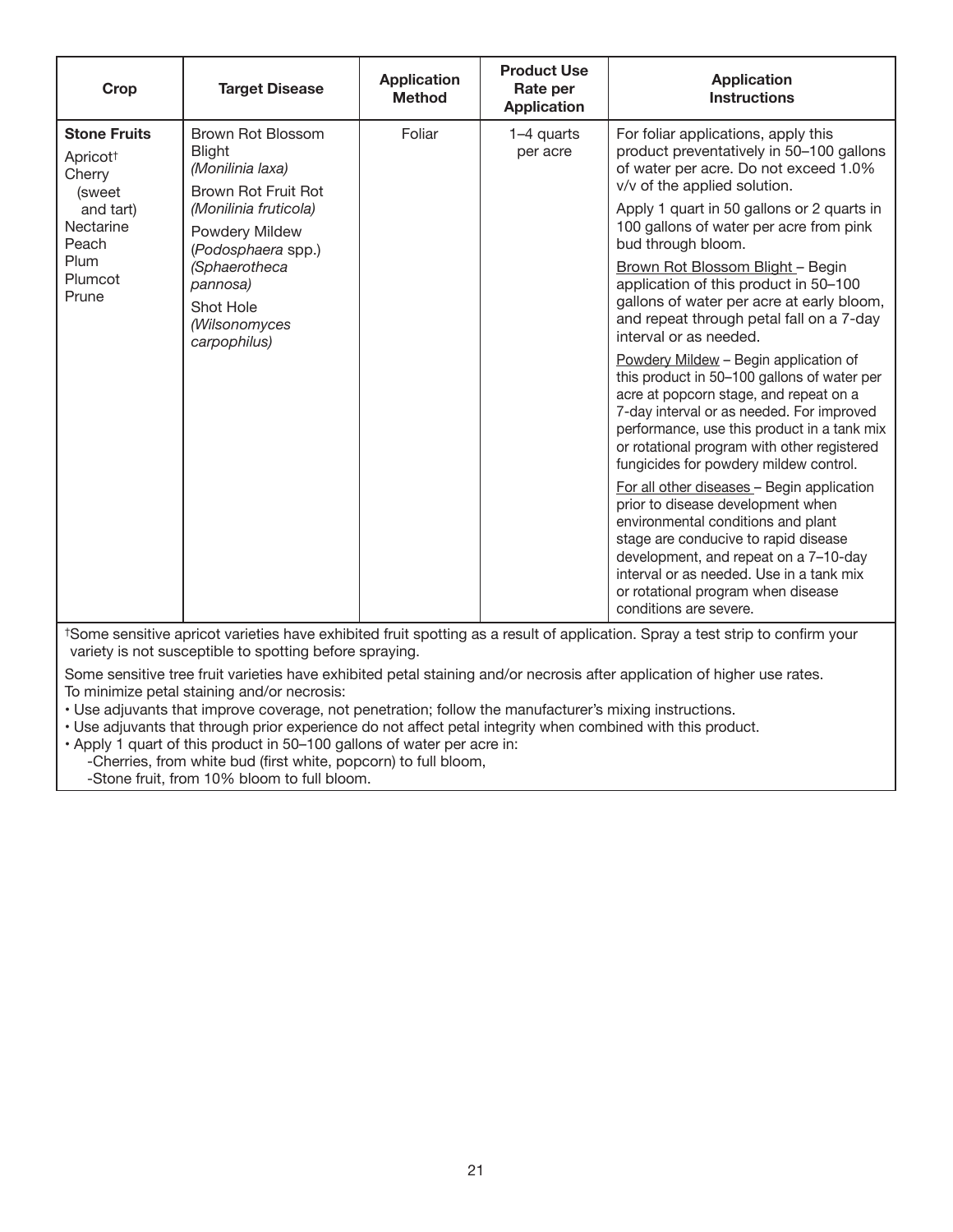| Crop | Target Disease | Application Method | Product Use Rate per Application | Application Instructions |
|---|---|---|---|---|
| **Stone Fruits**<br>Apricot[†]<br>Cherry (sweet and tart)<br>Nectarine<br>Peach<br>Plum<br>Plumcot<br>Prune | Brown Rot Blossom Blight *(Monilinia laxa)*<br>Brown Rot Fruit Rot *(Monilinia fructicola)*<br>Powdery Mildew (*Podosphaera* spp.) *(Sphaerotheca pannosa)*<br>Shot Hole *(Wilsonomyces carpophilus)* | Foliar | 1–4 quarts per acre | For foliar applications, apply this product preventatively in 50–100 gallons of water per acre. Do not exceed 1.0% v/v of the applied solution.<br>Apply 1 quart in 50 gallons or 2 quarts in 100 gallons of water per acre from pink bud through bloom.<br>Brown Rot Blossom Blight – Begin application of this product in 50–100 gallons of water per acre at early bloom, and repeat through petal fall on a 7-day interval or as needed.<br>Powdery Mildew – Begin application of this product in 50–100 gallons of water per acre at popcorn stage, and repeat on a 7-day interval or as needed. For improved performance, use this product in a tank mix or rotational program with other registered fungicides for powdery mildew control.<br>For all other diseases – Begin application prior to disease development when environmental conditions and plant stage are conducive to rapid disease development, and repeat on a 7–10-day interval or as needed. Use in a tank mix or rotational program when disease conditions are severe. |

[†]Some sensitive apricot varieties have exhibited fruit spotting as a result of application. Spray a test strip to confirm your variety is not susceptible to spotting before spraying.

Some sensitive tree fruit varieties have exhibited petal staining and/or necrosis after application of higher use rates. To minimize petal staining and/or necrosis:

- Use adjuvants that improve coverage, not penetration; follow the manufacturer's mixing instructions.
- Use adjuvants that through prior experience do not affect petal integrity when combined with this product.
- Apply 1 quart of this product in 50–100 gallons of water per acre in:
  - -Cherries, from white bud (first white, popcorn) to full bloom,
  - -Stone fruit, from 10% bloom to full bloom.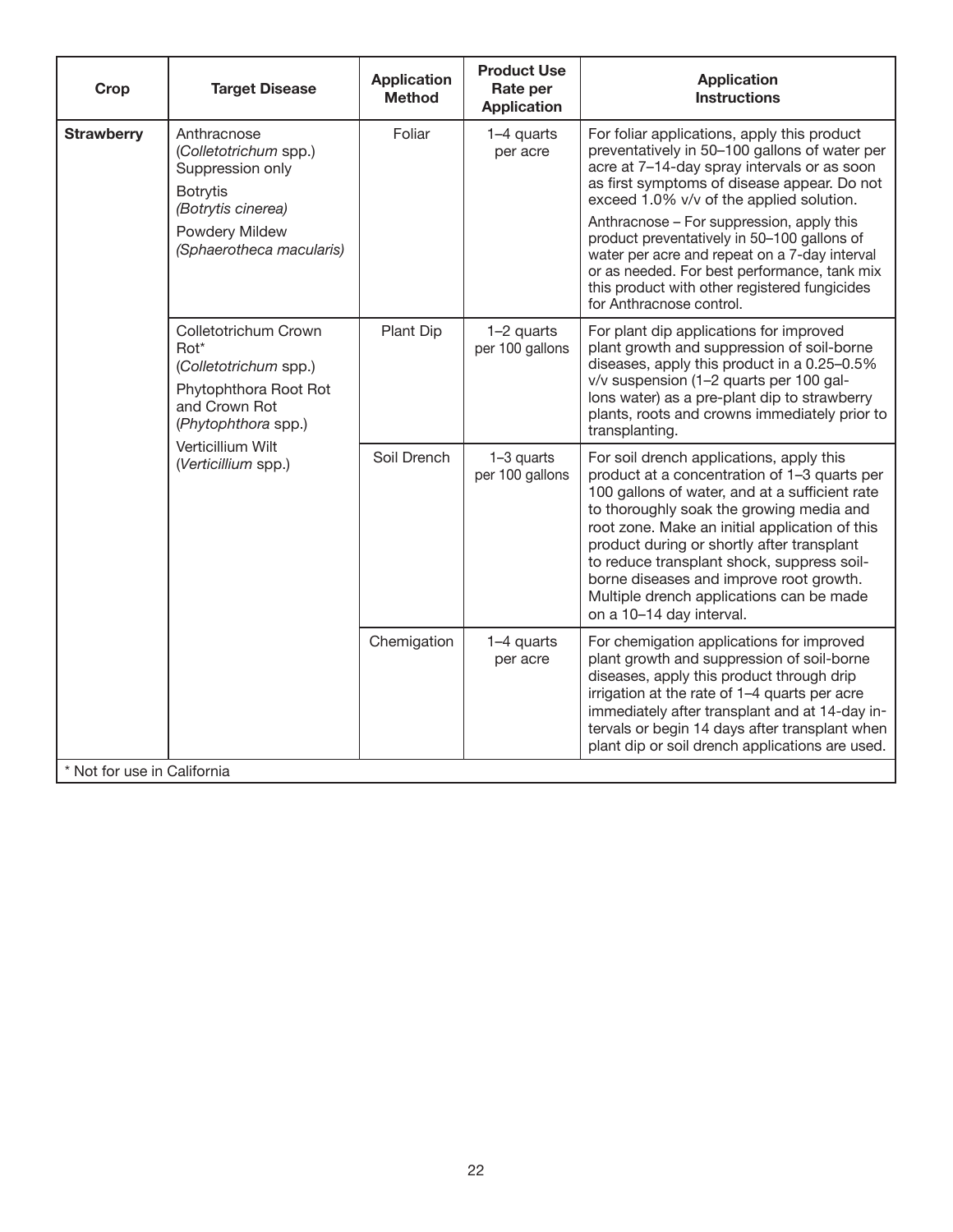| Crop | Target Disease | Application Method | Product Use Rate per Application | Application Instructions |
|---|---|---|---|---|
| **Strawberry** | Anthracnose (*Colletotrichum* spp.) Suppression only<br>Botrytis *(Botrytis cinerea)*<br>Powdery Mildew *(Sphaerotheca macularis)* | Foliar | 1–4 quarts per acre | For foliar applications, apply this product preventatively in 50–100 gallons of water per acre at 7–14-day spray intervals or as soon as first symptoms of disease appear. Do not exceed 1.0% v/v of the applied solution.<br>Anthracnose – For suppression, apply this product preventatively in 50–100 gallons of water per acre and repeat on a 7-day interval or as needed. For best performance, tank mix this product with other registered fungicides for Anthracnose control. |
| | Colletotrichum Crown Rot* (*Colletotrichum* spp.)<br>Phytophthora Root Rot and Crown Rot (*Phytophthora* spp.)<br>Verticillium Wilt (*Verticillium* spp.) | Plant Dip | 1–2 quarts per 100 gallons | For plant dip applications for improved plant growth and suppression of soil-borne diseases, apply this product in a 0.25–0.5% v/v suspension (1–2 quarts per 100 gallons water) as a pre-plant dip to strawberry plants, roots and crowns immediately prior to transplanting. |
| | | Soil Drench | 1–3 quarts per 100 gallons | For soil drench applications, apply this product at a concentration of 1–3 quarts per 100 gallons of water, and at a sufficient rate to thoroughly soak the growing media and root zone. Make an initial application of this product during or shortly after transplant to reduce transplant shock, suppress soil-borne diseases and improve root growth. Multiple drench applications can be made on a 10–14 day interval. |
| | | Chemigation | 1–4 quarts per acre | For chemigation applications for improved plant growth and suppression of soil-borne diseases, apply this product through drip irrigation at the rate of 1–4 quarts per acre immediately after transplant and at 14-day intervals or begin 14 days after transplant when plant dip or soil drench applications are used. |

* Not for use in California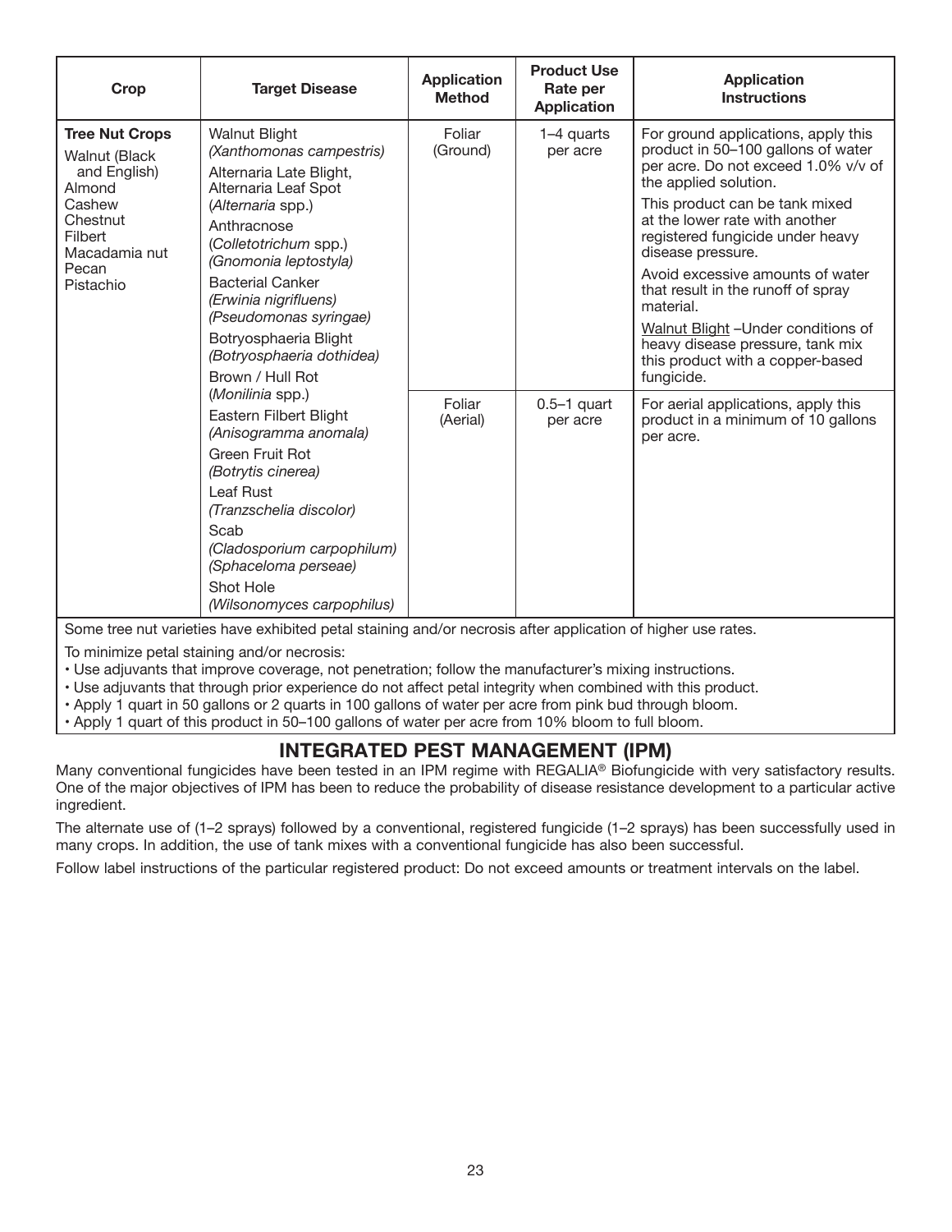| Crop | Target Disease | Application Method | Product Use Rate per Application | Application Instructions |
|---|---|---|---|---|
| **Tree Nut Crops**<br>Walnut (Black and English)<br>Almond<br>Cashew<br>Chestnut<br>Filbert<br>Macadamia nut<br>Pecan<br>Pistachio | Walnut Blight *(Xanthomonas campestris)*<br>Alternaria Late Blight, Alternaria Leaf Spot (*Alternaria* spp.)<br>Anthracnose (*Colletotrichum* spp.) *(Gnomonia leptostyla)*<br>Bacterial Canker *(Erwinia nigrifluens)* *(Pseudomonas syringae)*<br>Botryosphaeria Blight *(Botryosphaeria dothidea)*<br>Brown / Hull Rot (*Monilinia* spp.)<br>Eastern Filbert Blight *(Anisogramma anomala)*<br>Green Fruit Rot *(Botrytis cinerea)*<br>Leaf Rust *(Tranzschelia discolor)*<br>Scab *(Cladosporium carpophilum)* *(Sphaceloma perseae)*<br>Shot Hole *(Wilsonomyces carpophilus)* | Foliar (Ground) | 1–4 quarts per acre | For ground applications, apply this product in 50–100 gallons of water per acre. Do not exceed 1.0% v/v of the applied solution.<br>This product can be tank mixed at the lower rate with another registered fungicide under heavy disease pressure.<br>Avoid excessive amounts of water that result in the runoff of spray material.<br>Walnut Blight –Under conditions of heavy disease pressure, tank mix this product with a copper-based fungicide. |
| | | Foliar (Aerial) | 0.5–1 quart per acre | For aerial applications, apply this product in a minimum of 10 gallons per acre. |

Some tree nut varieties have exhibited petal staining and/or necrosis after application of higher use rates.

To minimize petal staining and/or necrosis:

- Use adjuvants that improve coverage, not penetration; follow the manufacturer's mixing instructions.
- Use adjuvants that through prior experience do not affect petal integrity when combined with this product.
- Apply 1 quart in 50 gallons or 2 quarts in 100 gallons of water per acre from pink bud through bloom.
- Apply 1 quart of this product in 50–100 gallons of water per acre from 10% bloom to full bloom.

## INTEGRATED PEST MANAGEMENT (IPM)

Many conventional fungicides have been tested in an IPM regime with REGALIA® Biofungicide with very satisfactory results. One of the major objectives of IPM has been to reduce the probability of disease resistance development to a particular active ingredient.

The alternate use of (1–2 sprays) followed by a conventional, registered fungicide (1–2 sprays) has been successfully used in many crops. In addition, the use of tank mixes with a conventional fungicide has also been successful.

Follow label instructions of the particular registered product: Do not exceed amounts or treatment intervals on the label.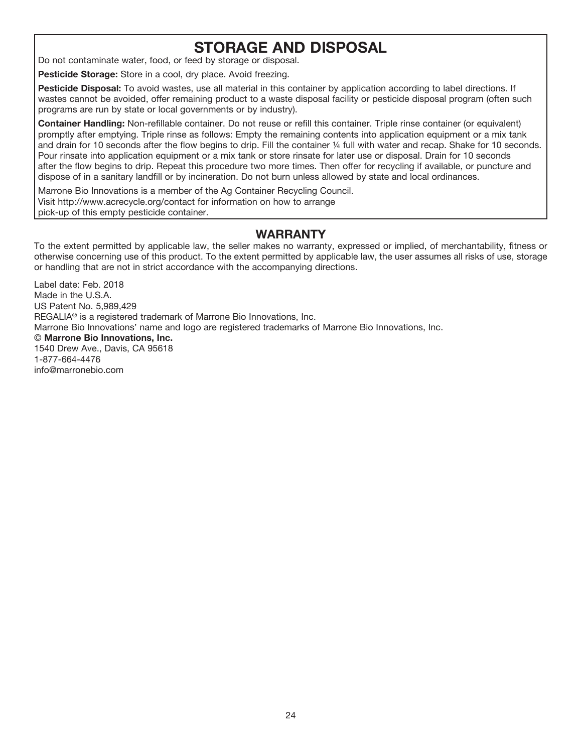# STORAGE AND DISPOSAL

Do not contaminate water, food, or feed by storage or disposal.

**Pesticide Storage:** Store in a cool, dry place. Avoid freezing.

**Pesticide Disposal:** To avoid wastes, use all material in this container by application according to label directions. If wastes cannot be avoided, offer remaining product to a waste disposal facility or pesticide disposal program (often such programs are run by state or local governments or by industry).

**Container Handling:** Non-refillable container. Do not reuse or refill this container. Triple rinse container (or equivalent) promptly after emptying. Triple rinse as follows: Empty the remaining contents into application equipment or a mix tank and drain for 10 seconds after the flow begins to drip. Fill the container ¼ full with water and recap. Shake for 10 seconds. Pour rinsate into application equipment or a mix tank or store rinsate for later use or disposal. Drain for 10 seconds after the flow begins to drip. Repeat this procedure two more times. Then offer for recycling if available, or puncture and dispose of in a sanitary landfill or by incineration. Do not burn unless allowed by state and local ordinances.

Marrone Bio Innovations is a member of the Ag Container Recycling Council.
Visit http://www.acrecycle.org/contact for information on how to arrange pick-up of this empty pesticide container.

## WARRANTY

To the extent permitted by applicable law, the seller makes no warranty, expressed or implied, of merchantability, fitness or otherwise concerning use of this product. To the extent permitted by applicable law, the user assumes all risks of use, storage or handling that are not in strict accordance with the accompanying directions.

Label date: Feb. 2018
Made in the U.S.A.
US Patent No. 5,989,429
REGALIA® is a registered trademark of Marrone Bio Innovations, Inc.
Marrone Bio Innovations' name and logo are registered trademarks of Marrone Bio Innovations, Inc.
© **Marrone Bio Innovations, Inc.**
1540 Drew Ave., Davis, CA 95618
1-877-664-4476
info@marronebio.com